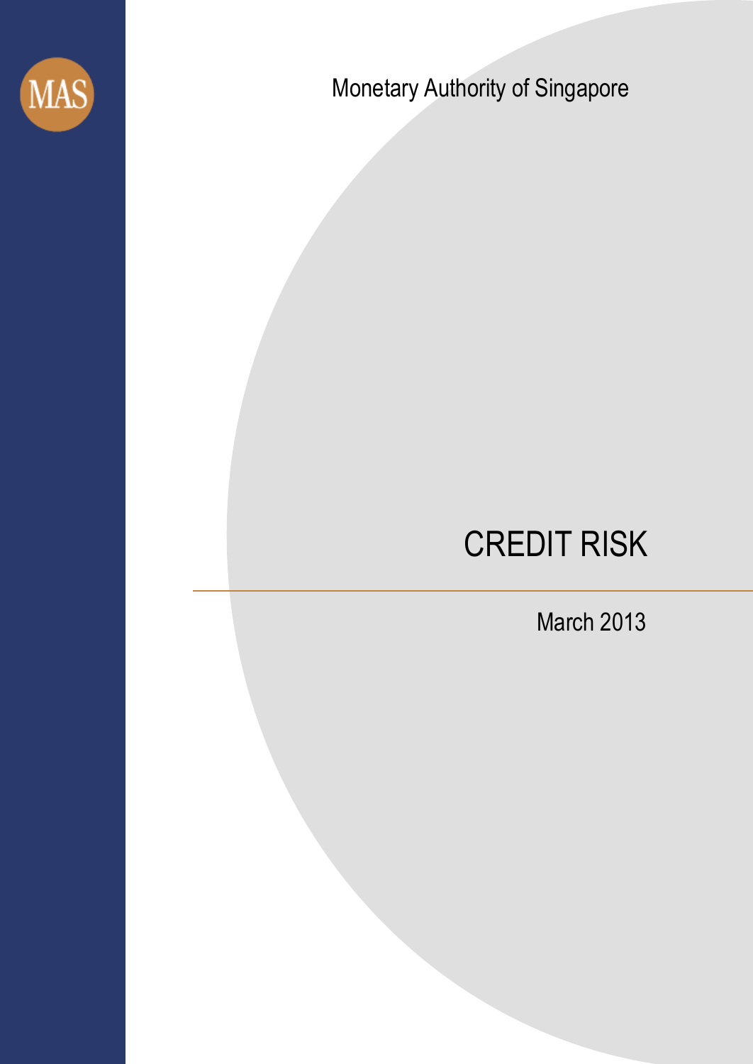MAS

Monetary Authority of Singapore

# CREDIT RISK

March 2013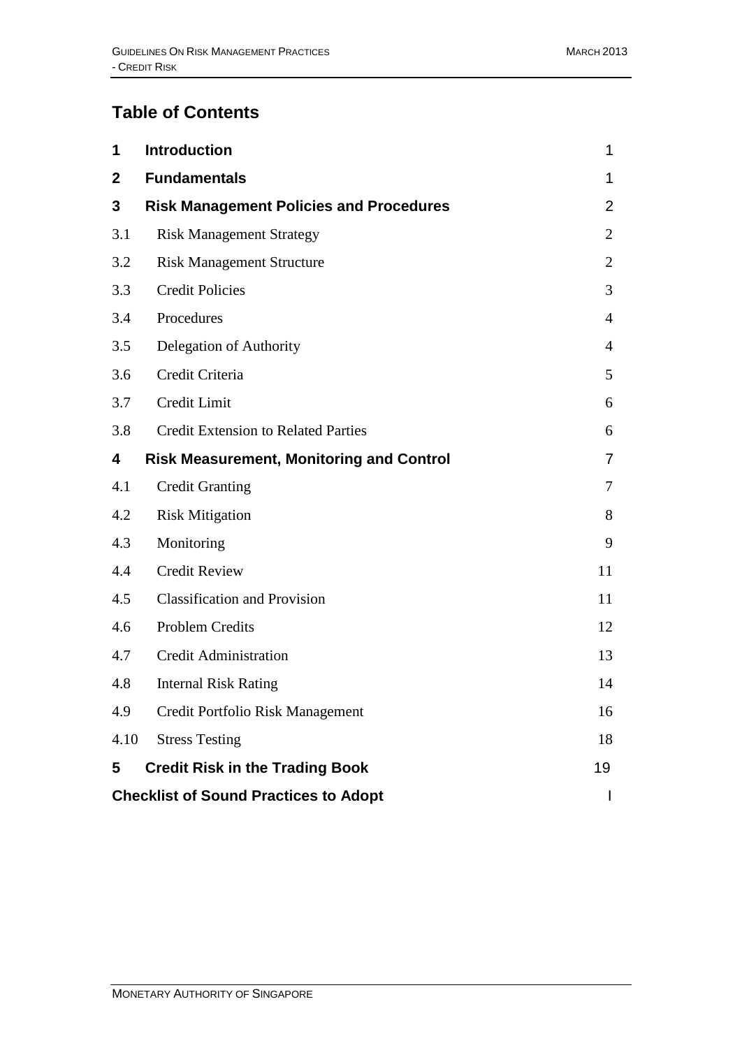# Table of Contents

| | | |
|---|---|---|
| **1** | **Introduction** | 1 |
| **2** | **Fundamentals** | 1 |
| **3** | **Risk Management Policies and Procedures** | 2 |
| 3.1 | Risk Management Strategy | 2 |
| 3.2 | Risk Management Structure | 2 |
| 3.3 | Credit Policies | 3 |
| 3.4 | Procedures | 4 |
| 3.5 | Delegation of Authority | 4 |
| 3.6 | Credit Criteria | 5 |
| 3.7 | Credit Limit | 6 |
| 3.8 | Credit Extension to Related Parties | 6 |
| **4** | **Risk Measurement, Monitoring and Control** | 7 |
| 4.1 | Credit Granting | 7 |
| 4.2 | Risk Mitigation | 8 |
| 4.3 | Monitoring | 9 |
| 4.4 | Credit Review | 11 |
| 4.5 | Classification and Provision | 11 |
| 4.6 | Problem Credits | 12 |
| 4.7 | Credit Administration | 13 |
| 4.8 | Internal Risk Rating | 14 |
| 4.9 | Credit Portfolio Risk Management | 16 |
| 4.10 | Stress Testing | 18 |
| **5** | **Credit Risk in the Trading Book** | 19 |
| **Checklist of Sound Practices to Adopt** | | I |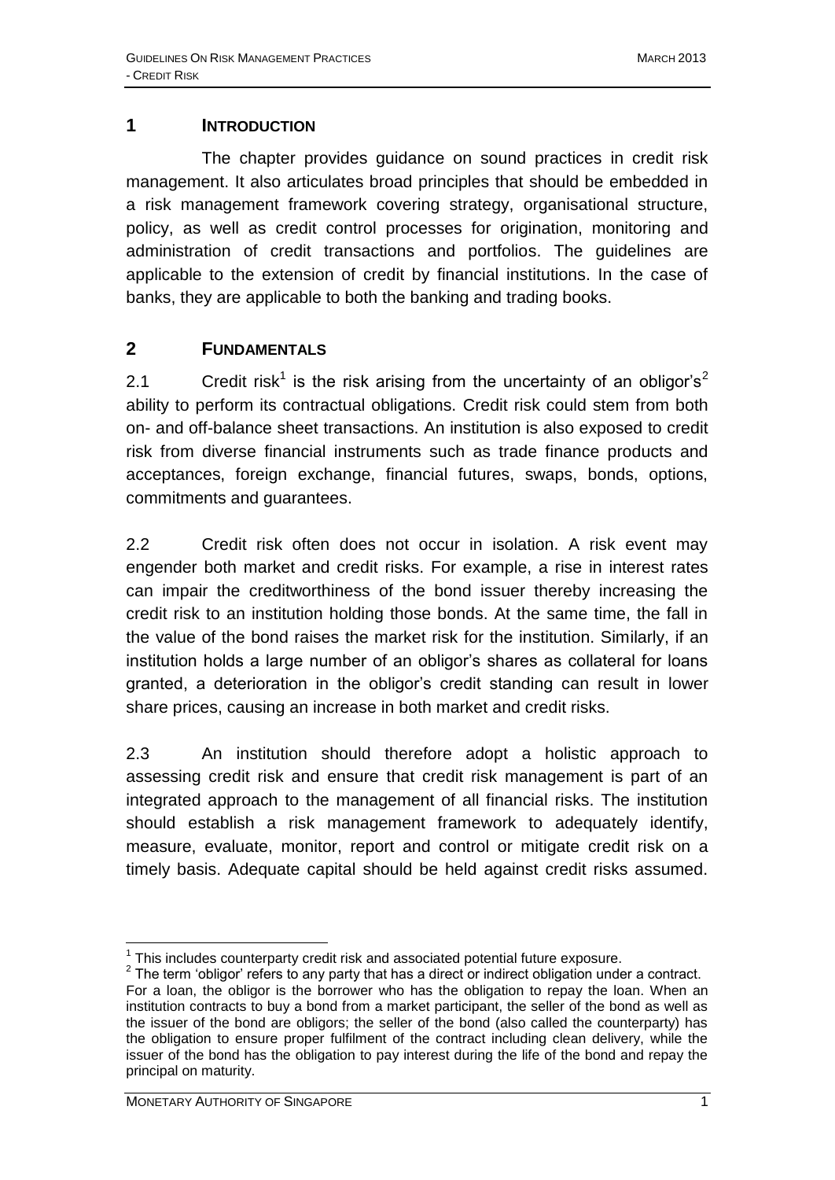## 1 INTRODUCTION

The chapter provides guidance on sound practices in credit risk management. It also articulates broad principles that should be embedded in a risk management framework covering strategy, organisational structure, policy, as well as credit control processes for origination, monitoring and administration of credit transactions and portfolios. The guidelines are applicable to the extension of credit by financial institutions. In the case of banks, they are applicable to both the banking and trading books.

## 2 FUNDAMENTALS

2.1 Credit risk[1] is the risk arising from the uncertainty of an obligor's[2] ability to perform its contractual obligations. Credit risk could stem from both on- and off-balance sheet transactions. An institution is also exposed to credit risk from diverse financial instruments such as trade finance products and acceptances, foreign exchange, financial futures, swaps, bonds, options, commitments and guarantees.

2.2 Credit risk often does not occur in isolation. A risk event may engender both market and credit risks. For example, a rise in interest rates can impair the creditworthiness of the bond issuer thereby increasing the credit risk to an institution holding those bonds. At the same time, the fall in the value of the bond raises the market risk for the institution. Similarly, if an institution holds a large number of an obligor's shares as collateral for loans granted, a deterioration in the obligor's credit standing can result in lower share prices, causing an increase in both market and credit risks.

2.3 An institution should therefore adopt a holistic approach to assessing credit risk and ensure that credit risk management is part of an integrated approach to the management of all financial risks. The institution should establish a risk management framework to adequately identify, measure, evaluate, monitor, report and control or mitigate credit risk on a timely basis. Adequate capital should be held against credit risks assumed.

---

[1] This includes counterparty credit risk and associated potential future exposure.

[2] The term 'obligor' refers to any party that has a direct or indirect obligation under a contract. For a loan, the obligor is the borrower who has the obligation to repay the loan. When an institution contracts to buy a bond from a market participant, the seller of the bond as well as the issuer of the bond are obligors; the seller of the bond (also called the counterparty) has the obligation to ensure proper fulfilment of the contract including clean delivery, while the issuer of the bond has the obligation to pay interest during the life of the bond and repay the principal on maturity.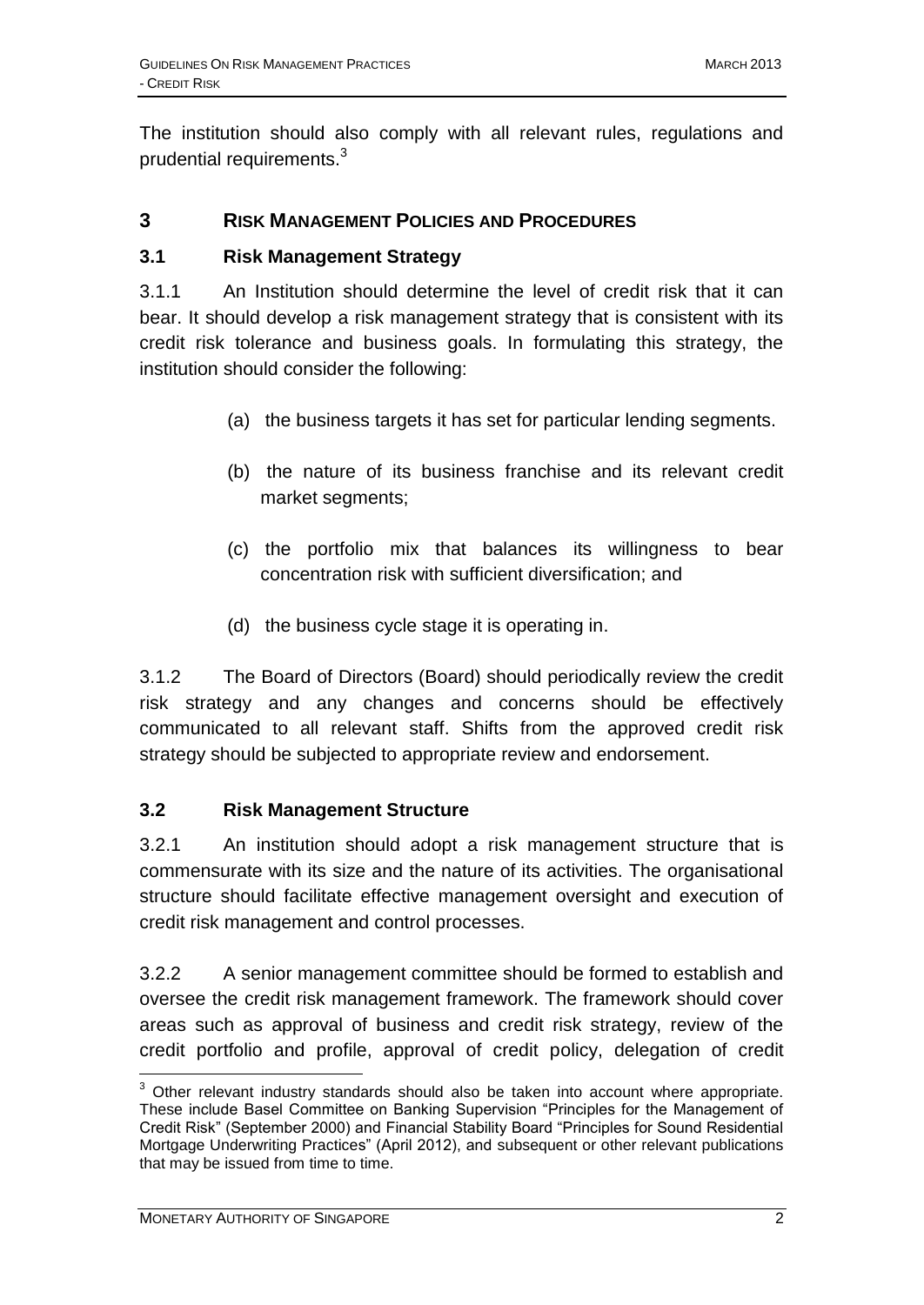The institution should also comply with all relevant rules, regulations and prudential requirements.[3]

## 3 RISK MANAGEMENT POLICIES AND PROCEDURES

### 3.1 Risk Management Strategy

3.1.1 An Institution should determine the level of credit risk that it can bear. It should develop a risk management strategy that is consistent with its credit risk tolerance and business goals. In formulating this strategy, the institution should consider the following:

(a) the business targets it has set for particular lending segments.

(b) the nature of its business franchise and its relevant credit market segments;

(c) the portfolio mix that balances its willingness to bear concentration risk with sufficient diversification; and

(d) the business cycle stage it is operating in.

3.1.2 The Board of Directors (Board) should periodically review the credit risk strategy and any changes and concerns should be effectively communicated to all relevant staff. Shifts from the approved credit risk strategy should be subjected to appropriate review and endorsement.

### 3.2 Risk Management Structure

3.2.1 An institution should adopt a risk management structure that is commensurate with its size and the nature of its activities. The organisational structure should facilitate effective management oversight and execution of credit risk management and control processes.

3.2.2 A senior management committee should be formed to establish and oversee the credit risk management framework. The framework should cover areas such as approval of business and credit risk strategy, review of the credit portfolio and profile, approval of credit policy, delegation of credit

---

[3] Other relevant industry standards should also be taken into account where appropriate. These include Basel Committee on Banking Supervision "Principles for the Management of Credit Risk" (September 2000) and Financial Stability Board "Principles for Sound Residential Mortgage Underwriting Practices" (April 2012), and subsequent or other relevant publications that may be issued from time to time.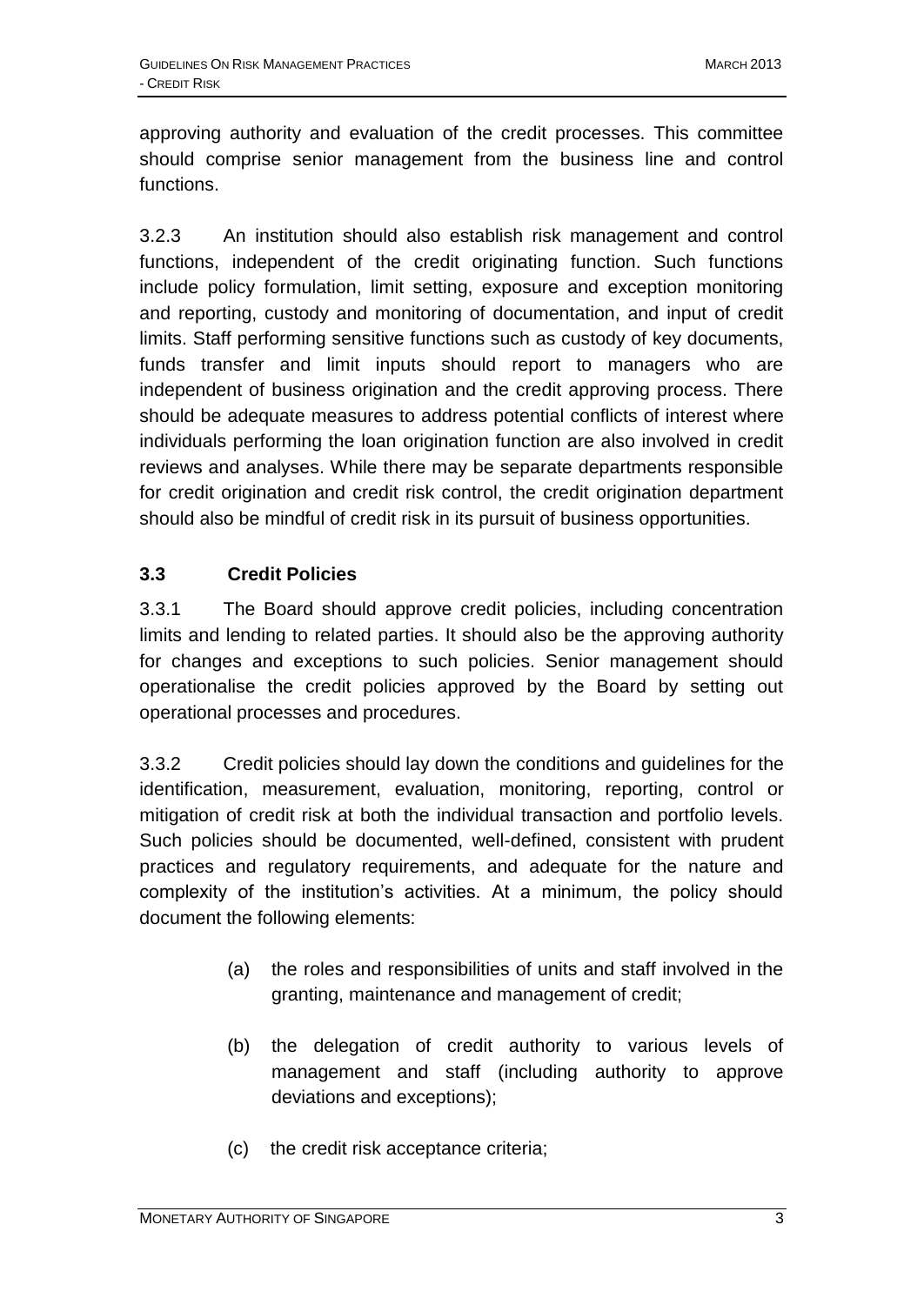approving authority and evaluation of the credit processes. This committee should comprise senior management from the business line and control functions.

3.2.3 An institution should also establish risk management and control functions, independent of the credit originating function. Such functions include policy formulation, limit setting, exposure and exception monitoring and reporting, custody and monitoring of documentation, and input of credit limits. Staff performing sensitive functions such as custody of key documents, funds transfer and limit inputs should report to managers who are independent of business origination and the credit approving process. There should be adequate measures to address potential conflicts of interest where individuals performing the loan origination function are also involved in credit reviews and analyses. While there may be separate departments responsible for credit origination and credit risk control, the credit origination department should also be mindful of credit risk in its pursuit of business opportunities.

### 3.3 Credit Policies

3.3.1 The Board should approve credit policies, including concentration limits and lending to related parties. It should also be the approving authority for changes and exceptions to such policies. Senior management should operationalise the credit policies approved by the Board by setting out operational processes and procedures.

3.3.2 Credit policies should lay down the conditions and guidelines for the identification, measurement, evaluation, monitoring, reporting, control or mitigation of credit risk at both the individual transaction and portfolio levels. Such policies should be documented, well-defined, consistent with prudent practices and regulatory requirements, and adequate for the nature and complexity of the institution's activities. At a minimum, the policy should document the following elements:

(a) the roles and responsibilities of units and staff involved in the granting, maintenance and management of credit;

(b) the delegation of credit authority to various levels of management and staff (including authority to approve deviations and exceptions);

(c) the credit risk acceptance criteria;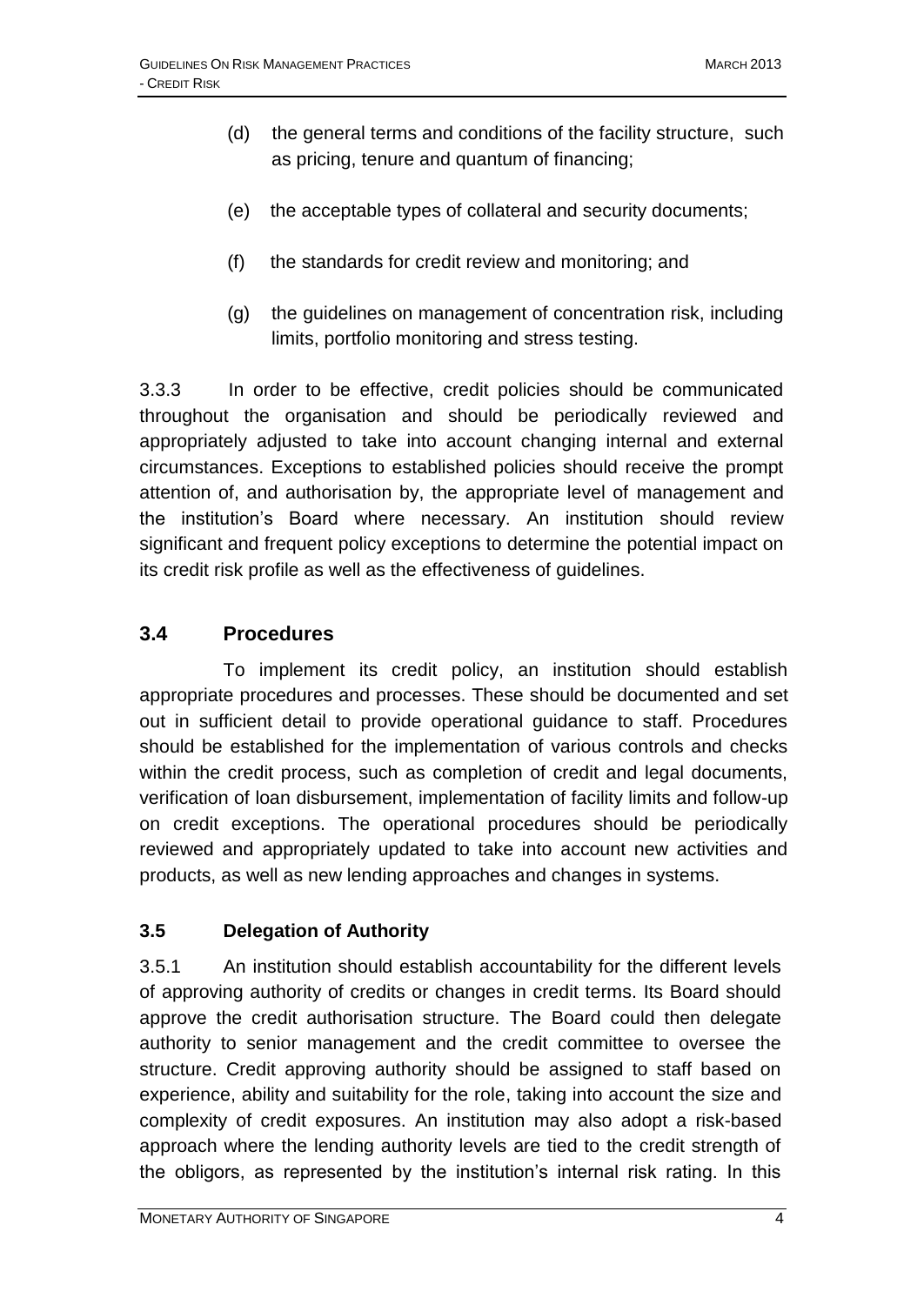(d) the general terms and conditions of the facility structure, such as pricing, tenure and quantum of financing;

(e) the acceptable types of collateral and security documents;

(f) the standards for credit review and monitoring; and

(g) the guidelines on management of concentration risk, including limits, portfolio monitoring and stress testing.

3.3.3 In order to be effective, credit policies should be communicated throughout the organisation and should be periodically reviewed and appropriately adjusted to take into account changing internal and external circumstances. Exceptions to established policies should receive the prompt attention of, and authorisation by, the appropriate level of management and the institution's Board where necessary. An institution should review significant and frequent policy exceptions to determine the potential impact on its credit risk profile as well as the effectiveness of guidelines.

## 3.4 Procedures

To implement its credit policy, an institution should establish appropriate procedures and processes. These should be documented and set out in sufficient detail to provide operational guidance to staff. Procedures should be established for the implementation of various controls and checks within the credit process, such as completion of credit and legal documents, verification of loan disbursement, implementation of facility limits and follow-up on credit exceptions. The operational procedures should be periodically reviewed and appropriately updated to take into account new activities and products, as well as new lending approaches and changes in systems.

### 3.5 Delegation of Authority

3.5.1 An institution should establish accountability for the different levels of approving authority of credits or changes in credit terms. Its Board should approve the credit authorisation structure. The Board could then delegate authority to senior management and the credit committee to oversee the structure. Credit approving authority should be assigned to staff based on experience, ability and suitability for the role, taking into account the size and complexity of credit exposures. An institution may also adopt a risk-based approach where the lending authority levels are tied to the credit strength of the obligors, as represented by the institution's internal risk rating. In this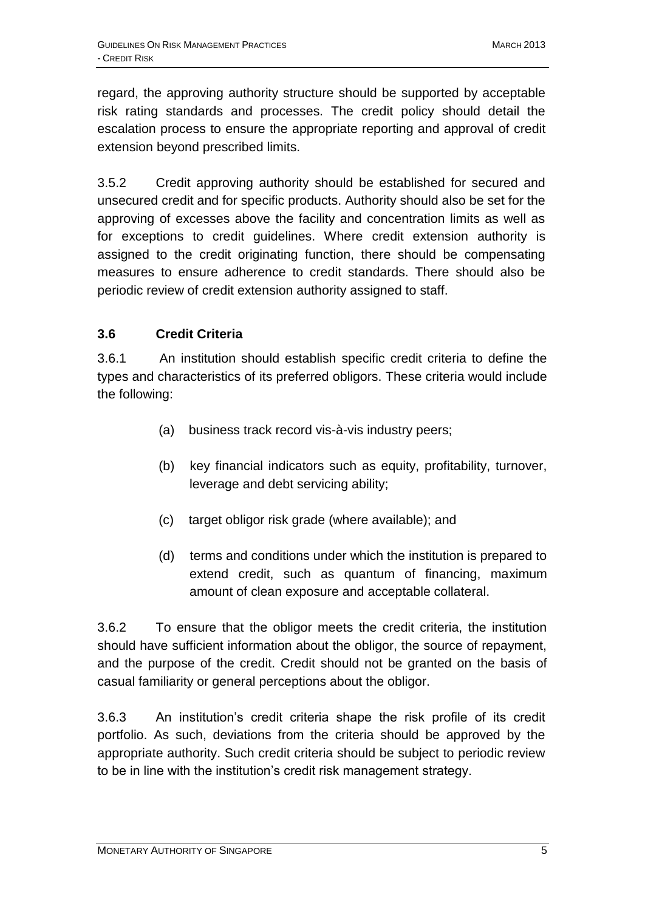regard, the approving authority structure should be supported by acceptable risk rating standards and processes. The credit policy should detail the escalation process to ensure the appropriate reporting and approval of credit extension beyond prescribed limits.

3.5.2 Credit approving authority should be established for secured and unsecured credit and for specific products. Authority should also be set for the approving of excesses above the facility and concentration limits as well as for exceptions to credit guidelines. Where credit extension authority is assigned to the credit originating function, there should be compensating measures to ensure adherence to credit standards. There should also be periodic review of credit extension authority assigned to staff.

### 3.6 Credit Criteria

3.6.1 An institution should establish specific credit criteria to define the types and characteristics of its preferred obligors. These criteria would include the following:

(a) business track record vis-à-vis industry peers;

(b) key financial indicators such as equity, profitability, turnover, leverage and debt servicing ability;

(c) target obligor risk grade (where available); and

(d) terms and conditions under which the institution is prepared to extend credit, such as quantum of financing, maximum amount of clean exposure and acceptable collateral.

3.6.2 To ensure that the obligor meets the credit criteria, the institution should have sufficient information about the obligor, the source of repayment, and the purpose of the credit. Credit should not be granted on the basis of casual familiarity or general perceptions about the obligor.

3.6.3 An institution's credit criteria shape the risk profile of its credit portfolio. As such, deviations from the criteria should be approved by the appropriate authority. Such credit criteria should be subject to periodic review to be in line with the institution's credit risk management strategy.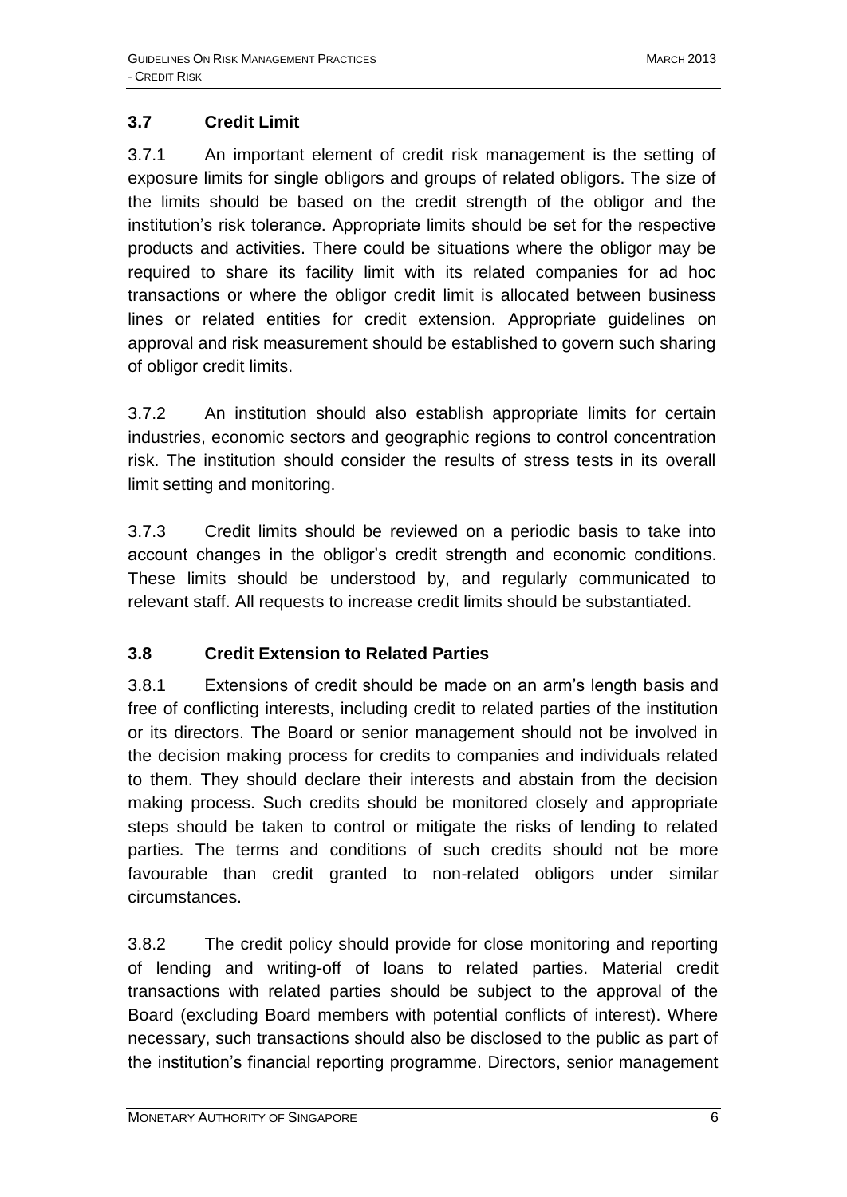### 3.7 Credit Limit

3.7.1 An important element of credit risk management is the setting of exposure limits for single obligors and groups of related obligors. The size of the limits should be based on the credit strength of the obligor and the institution's risk tolerance. Appropriate limits should be set for the respective products and activities. There could be situations where the obligor may be required to share its facility limit with its related companies for ad hoc transactions or where the obligor credit limit is allocated between business lines or related entities for credit extension. Appropriate guidelines on approval and risk measurement should be established to govern such sharing of obligor credit limits.

3.7.2 An institution should also establish appropriate limits for certain industries, economic sectors and geographic regions to control concentration risk. The institution should consider the results of stress tests in its overall limit setting and monitoring.

3.7.3 Credit limits should be reviewed on a periodic basis to take into account changes in the obligor's credit strength and economic conditions. These limits should be understood by, and regularly communicated to relevant staff. All requests to increase credit limits should be substantiated.

### 3.8 Credit Extension to Related Parties

3.8.1 Extensions of credit should be made on an arm's length basis and free of conflicting interests, including credit to related parties of the institution or its directors. The Board or senior management should not be involved in the decision making process for credits to companies and individuals related to them. They should declare their interests and abstain from the decision making process. Such credits should be monitored closely and appropriate steps should be taken to control or mitigate the risks of lending to related parties. The terms and conditions of such credits should not be more favourable than credit granted to non-related obligors under similar circumstances.

3.8.2 The credit policy should provide for close monitoring and reporting of lending and writing-off of loans to related parties. Material credit transactions with related parties should be subject to the approval of the Board (excluding Board members with potential conflicts of interest). Where necessary, such transactions should also be disclosed to the public as part of the institution's financial reporting programme. Directors, senior management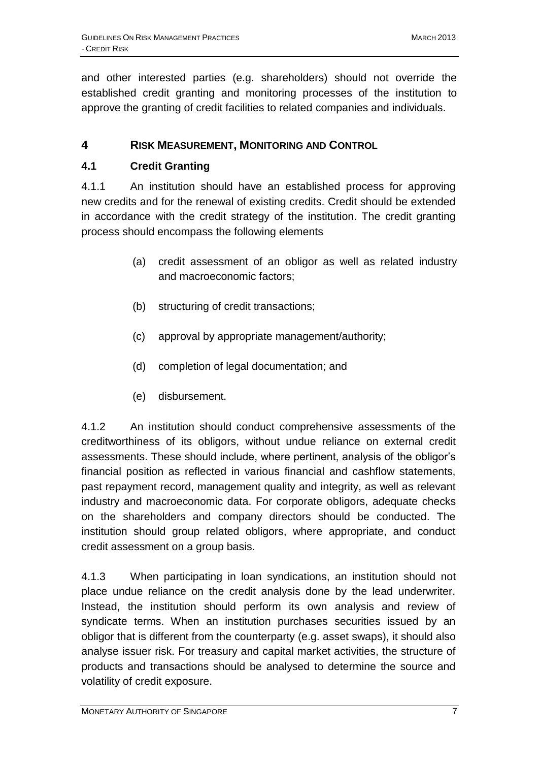and other interested parties (e.g. shareholders) should not override the established credit granting and monitoring processes of the institution to approve the granting of credit facilities to related companies and individuals.

## 4 RISK MEASUREMENT, MONITORING AND CONTROL

### 4.1 Credit Granting

4.1.1 An institution should have an established process for approving new credits and for the renewal of existing credits. Credit should be extended in accordance with the credit strategy of the institution. The credit granting process should encompass the following elements

(a) credit assessment of an obligor as well as related industry and macroeconomic factors;

(b) structuring of credit transactions;

(c) approval by appropriate management/authority;

(d) completion of legal documentation; and

(e) disbursement.

4.1.2 An institution should conduct comprehensive assessments of the creditworthiness of its obligors, without undue reliance on external credit assessments. These should include, where pertinent, analysis of the obligor's financial position as reflected in various financial and cashflow statements, past repayment record, management quality and integrity, as well as relevant industry and macroeconomic data. For corporate obligors, adequate checks on the shareholders and company directors should be conducted. The institution should group related obligors, where appropriate, and conduct credit assessment on a group basis.

4.1.3 When participating in loan syndications, an institution should not place undue reliance on the credit analysis done by the lead underwriter. Instead, the institution should perform its own analysis and review of syndicate terms. When an institution purchases securities issued by an obligor that is different from the counterparty (e.g. asset swaps), it should also analyse issuer risk. For treasury and capital market activities, the structure of products and transactions should be analysed to determine the source and volatility of credit exposure.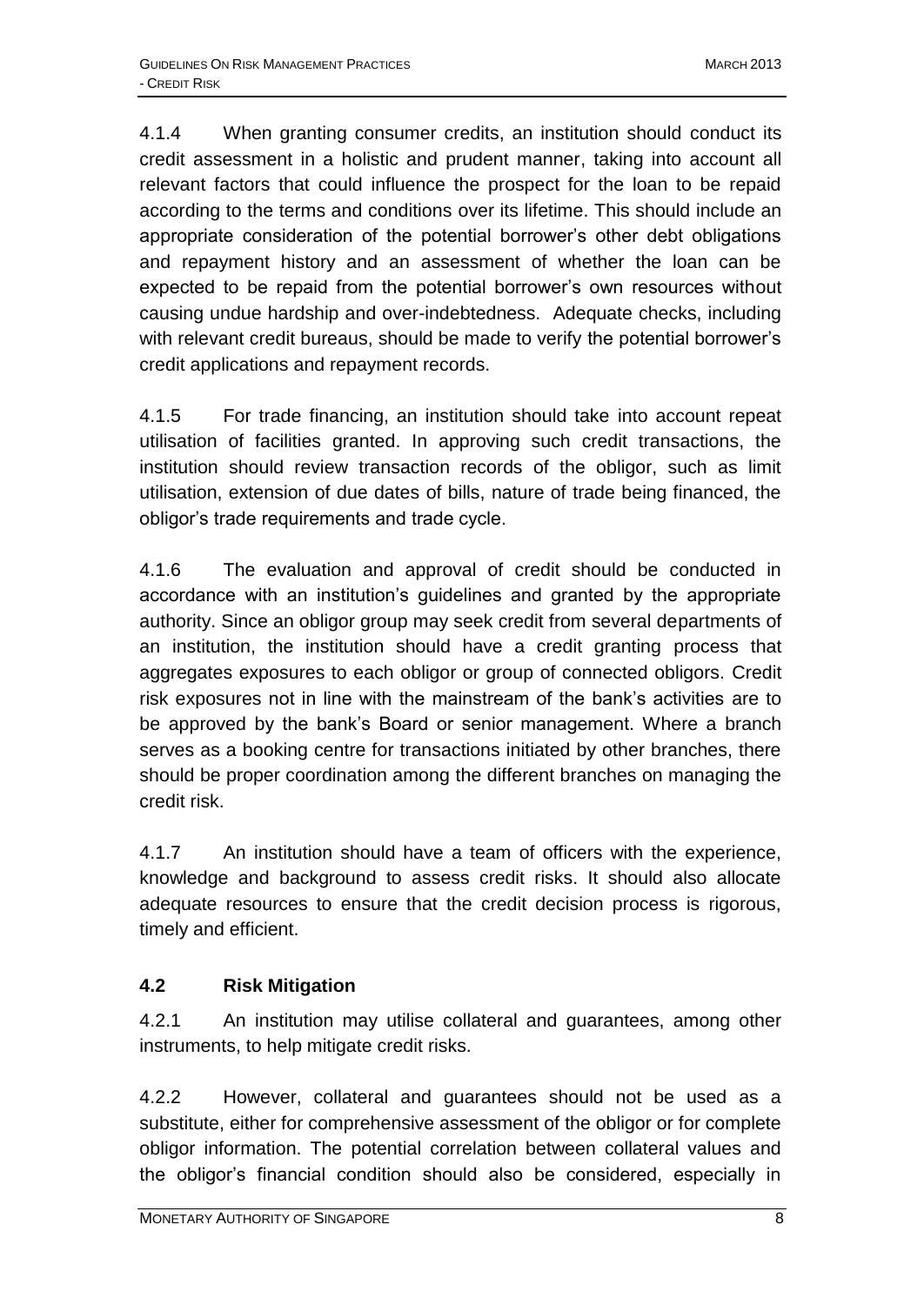4.1.4 When granting consumer credits, an institution should conduct its credit assessment in a holistic and prudent manner, taking into account all relevant factors that could influence the prospect for the loan to be repaid according to the terms and conditions over its lifetime. This should include an appropriate consideration of the potential borrower's other debt obligations and repayment history and an assessment of whether the loan can be expected to be repaid from the potential borrower's own resources without causing undue hardship and over-indebtedness. Adequate checks, including with relevant credit bureaus, should be made to verify the potential borrower's credit applications and repayment records.

4.1.5 For trade financing, an institution should take into account repeat utilisation of facilities granted. In approving such credit transactions, the institution should review transaction records of the obligor, such as limit utilisation, extension of due dates of bills, nature of trade being financed, the obligor's trade requirements and trade cycle.

4.1.6 The evaluation and approval of credit should be conducted in accordance with an institution's guidelines and granted by the appropriate authority. Since an obligor group may seek credit from several departments of an institution, the institution should have a credit granting process that aggregates exposures to each obligor or group of connected obligors. Credit risk exposures not in line with the mainstream of the bank's activities are to be approved by the bank's Board or senior management. Where a branch serves as a booking centre for transactions initiated by other branches, there should be proper coordination among the different branches on managing the credit risk.

4.1.7 An institution should have a team of officers with the experience, knowledge and background to assess credit risks. It should also allocate adequate resources to ensure that the credit decision process is rigorous, timely and efficient.

### 4.2 Risk Mitigation

4.2.1 An institution may utilise collateral and guarantees, among other instruments, to help mitigate credit risks.

4.2.2 However, collateral and guarantees should not be used as a substitute, either for comprehensive assessment of the obligor or for complete obligor information. The potential correlation between collateral values and the obligor's financial condition should also be considered, especially in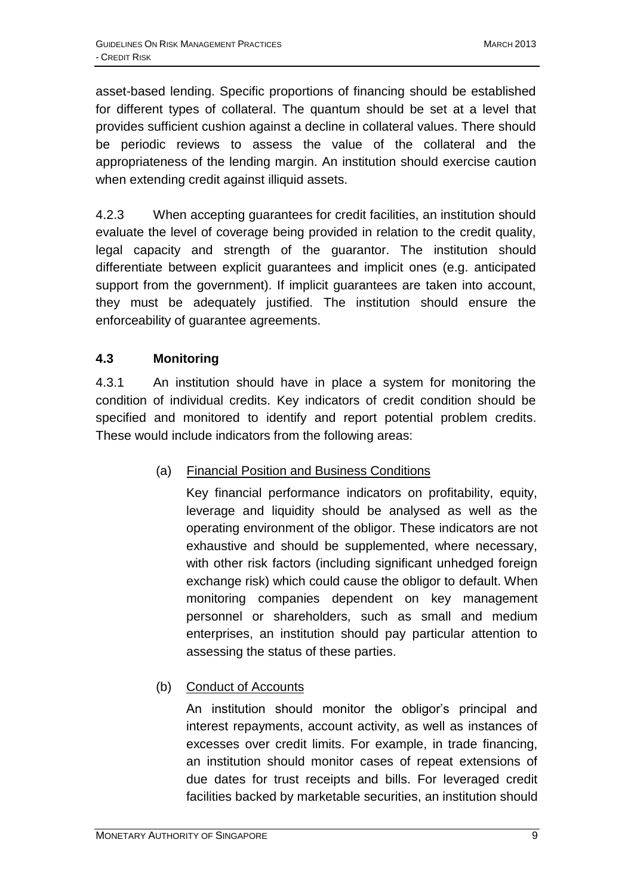asset-based lending. Specific proportions of financing should be established for different types of collateral. The quantum should be set at a level that provides sufficient cushion against a decline in collateral values. There should be periodic reviews to assess the value of the collateral and the appropriateness of the lending margin. An institution should exercise caution when extending credit against illiquid assets.

4.2.3 When accepting guarantees for credit facilities, an institution should evaluate the level of coverage being provided in relation to the credit quality, legal capacity and strength of the guarantor. The institution should differentiate between explicit guarantees and implicit ones (e.g. anticipated support from the government). If implicit guarantees are taken into account, they must be adequately justified. The institution should ensure the enforceability of guarantee agreements.

### 4.3 Monitoring

4.3.1 An institution should have in place a system for monitoring the condition of individual credits. Key indicators of credit condition should be specified and monitored to identify and report potential problem credits. These would include indicators from the following areas:

(a) Financial Position and Business Conditions

Key financial performance indicators on profitability, equity, leverage and liquidity should be analysed as well as the operating environment of the obligor. These indicators are not exhaustive and should be supplemented, where necessary, with other risk factors (including significant unhedged foreign exchange risk) which could cause the obligor to default. When monitoring companies dependent on key management personnel or shareholders, such as small and medium enterprises, an institution should pay particular attention to assessing the status of these parties.

(b) Conduct of Accounts

An institution should monitor the obligor's principal and interest repayments, account activity, as well as instances of excesses over credit limits. For example, in trade financing, an institution should monitor cases of repeat extensions of due dates for trust receipts and bills. For leveraged credit facilities backed by marketable securities, an institution should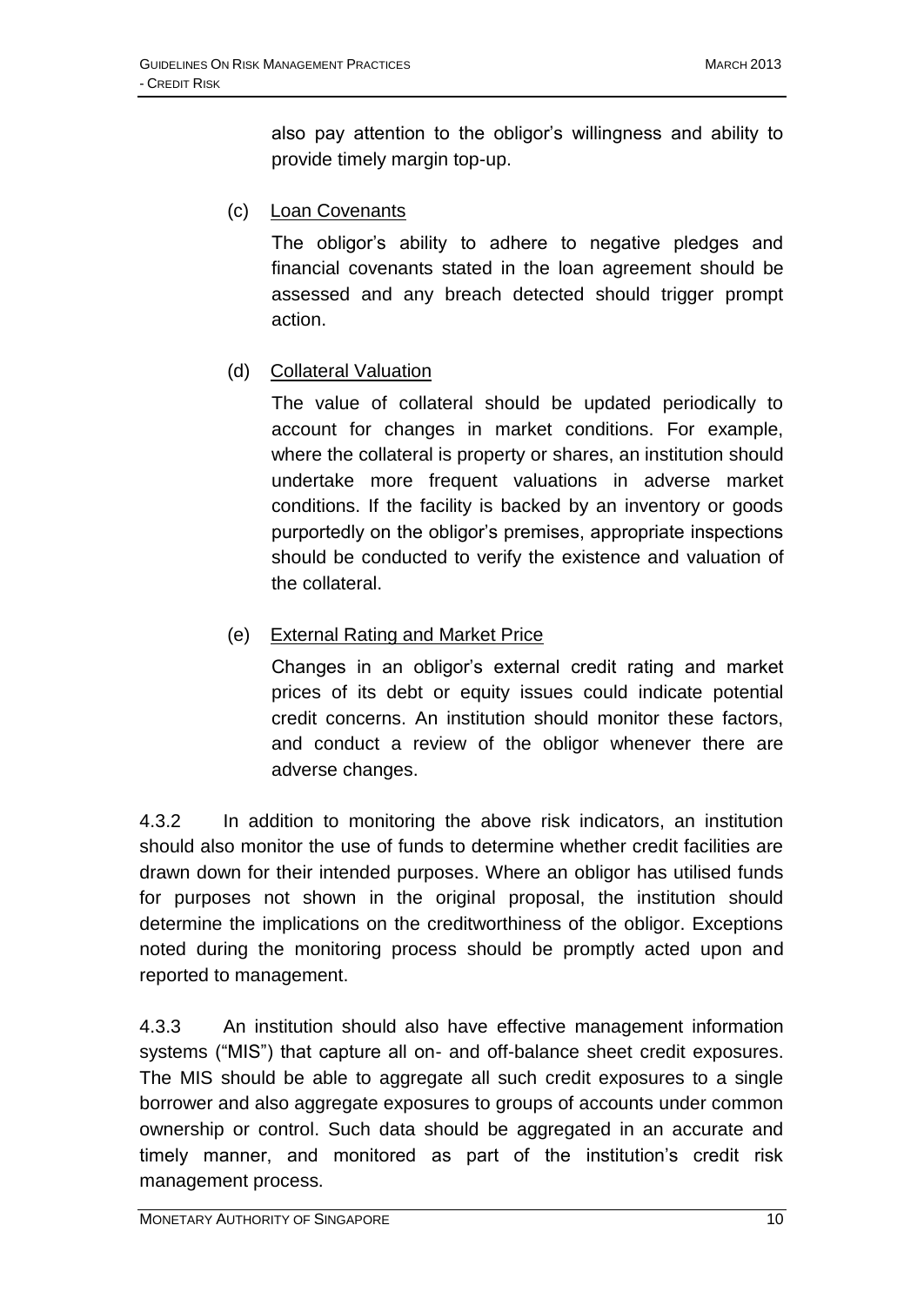also pay attention to the obligor's willingness and ability to provide timely margin top-up.

(c) Loan Covenants

The obligor's ability to adhere to negative pledges and financial covenants stated in the loan agreement should be assessed and any breach detected should trigger prompt action.

(d) Collateral Valuation

The value of collateral should be updated periodically to account for changes in market conditions. For example, where the collateral is property or shares, an institution should undertake more frequent valuations in adverse market conditions. If the facility is backed by an inventory or goods purportedly on the obligor's premises, appropriate inspections should be conducted to verify the existence and valuation of the collateral.

(e) External Rating and Market Price

Changes in an obligor's external credit rating and market prices of its debt or equity issues could indicate potential credit concerns. An institution should monitor these factors, and conduct a review of the obligor whenever there are adverse changes.

4.3.2 In addition to monitoring the above risk indicators, an institution should also monitor the use of funds to determine whether credit facilities are drawn down for their intended purposes. Where an obligor has utilised funds for purposes not shown in the original proposal, the institution should determine the implications on the creditworthiness of the obligor. Exceptions noted during the monitoring process should be promptly acted upon and reported to management.

4.3.3 An institution should also have effective management information systems ("MIS") that capture all on- and off-balance sheet credit exposures. The MIS should be able to aggregate all such credit exposures to a single borrower and also aggregate exposures to groups of accounts under common ownership or control. Such data should be aggregated in an accurate and timely manner, and monitored as part of the institution's credit risk management process.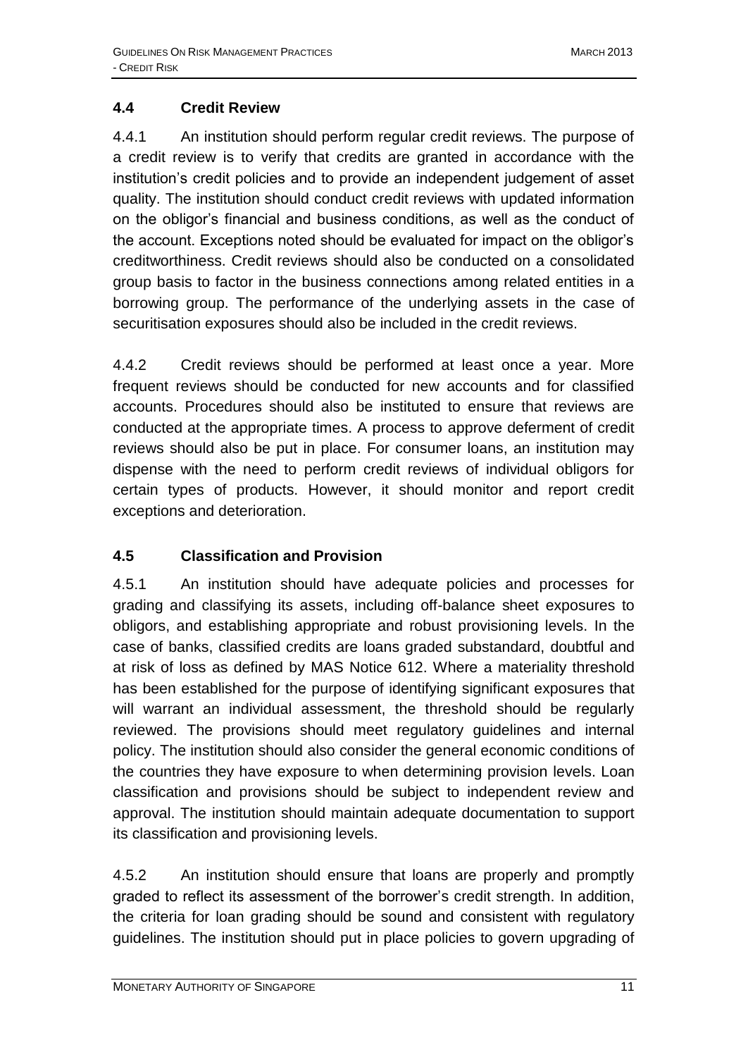## 4.4 Credit Review

4.4.1 An institution should perform regular credit reviews. The purpose of a credit review is to verify that credits are granted in accordance with the institution's credit policies and to provide an independent judgement of asset quality. The institution should conduct credit reviews with updated information on the obligor's financial and business conditions, as well as the conduct of the account. Exceptions noted should be evaluated for impact on the obligor's creditworthiness. Credit reviews should also be conducted on a consolidated group basis to factor in the business connections among related entities in a borrowing group. The performance of the underlying assets in the case of securitisation exposures should also be included in the credit reviews.

4.4.2 Credit reviews should be performed at least once a year. More frequent reviews should be conducted for new accounts and for classified accounts. Procedures should also be instituted to ensure that reviews are conducted at the appropriate times. A process to approve deferment of credit reviews should also be put in place. For consumer loans, an institution may dispense with the need to perform credit reviews of individual obligors for certain types of products. However, it should monitor and report credit exceptions and deterioration.

## 4.5 Classification and Provision

4.5.1 An institution should have adequate policies and processes for grading and classifying its assets, including off-balance sheet exposures to obligors, and establishing appropriate and robust provisioning levels. In the case of banks, classified credits are loans graded substandard, doubtful and at risk of loss as defined by MAS Notice 612. Where a materiality threshold has been established for the purpose of identifying significant exposures that will warrant an individual assessment, the threshold should be regularly reviewed. The provisions should meet regulatory guidelines and internal policy. The institution should also consider the general economic conditions of the countries they have exposure to when determining provision levels. Loan classification and provisions should be subject to independent review and approval. The institution should maintain adequate documentation to support its classification and provisioning levels.

4.5.2 An institution should ensure that loans are properly and promptly graded to reflect its assessment of the borrower's credit strength. In addition, the criteria for loan grading should be sound and consistent with regulatory guidelines. The institution should put in place policies to govern upgrading of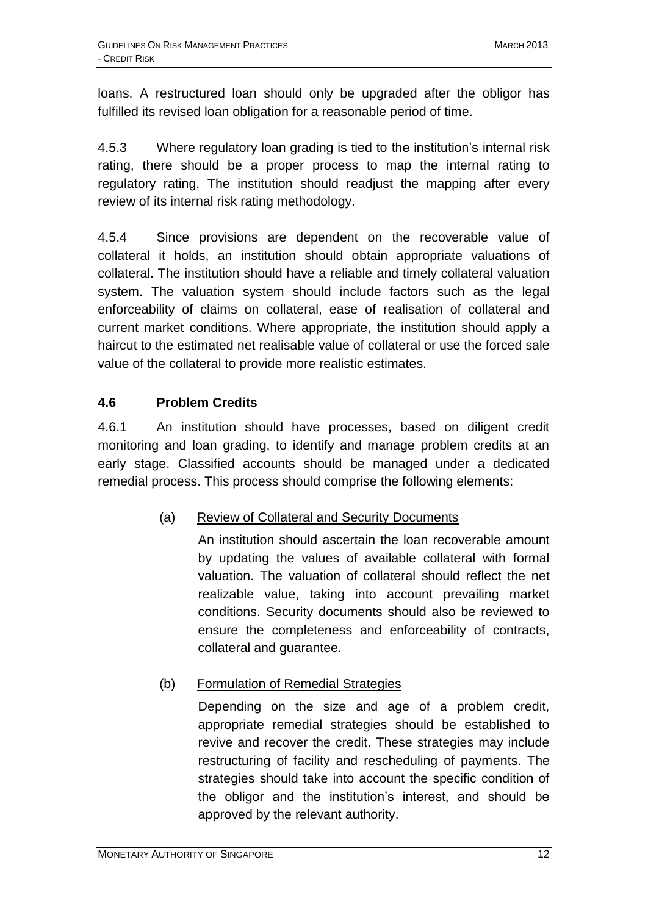loans. A restructured loan should only be upgraded after the obligor has fulfilled its revised loan obligation for a reasonable period of time.

4.5.3 Where regulatory loan grading is tied to the institution's internal risk rating, there should be a proper process to map the internal rating to regulatory rating. The institution should readjust the mapping after every review of its internal risk rating methodology.

4.5.4 Since provisions are dependent on the recoverable value of collateral it holds, an institution should obtain appropriate valuations of collateral. The institution should have a reliable and timely collateral valuation system. The valuation system should include factors such as the legal enforceability of claims on collateral, ease of realisation of collateral and current market conditions. Where appropriate, the institution should apply a haircut to the estimated net realisable value of collateral or use the forced sale value of the collateral to provide more realistic estimates.

### 4.6 Problem Credits

4.6.1 An institution should have processes, based on diligent credit monitoring and loan grading, to identify and manage problem credits at an early stage. Classified accounts should be managed under a dedicated remedial process. This process should comprise the following elements:

(a) Review of Collateral and Security Documents

An institution should ascertain the loan recoverable amount by updating the values of available collateral with formal valuation. The valuation of collateral should reflect the net realizable value, taking into account prevailing market conditions. Security documents should also be reviewed to ensure the completeness and enforceability of contracts, collateral and guarantee.

(b) Formulation of Remedial Strategies

Depending on the size and age of a problem credit, appropriate remedial strategies should be established to revive and recover the credit. These strategies may include restructuring of facility and rescheduling of payments. The strategies should take into account the specific condition of the obligor and the institution's interest, and should be approved by the relevant authority.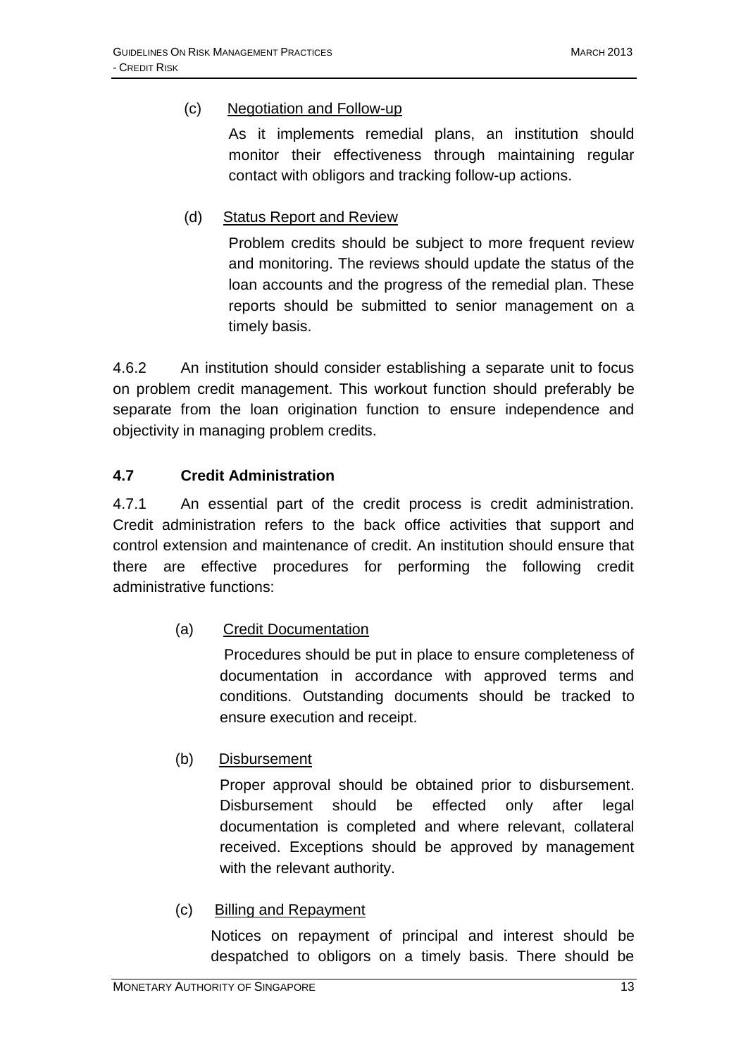(c) Negotiation and Follow-up

As it implements remedial plans, an institution should monitor their effectiveness through maintaining regular contact with obligors and tracking follow-up actions.

(d) Status Report and Review

Problem credits should be subject to more frequent review and monitoring. The reviews should update the status of the loan accounts and the progress of the remedial plan. These reports should be submitted to senior management on a timely basis.

4.6.2 An institution should consider establishing a separate unit to focus on problem credit management. This workout function should preferably be separate from the loan origination function to ensure independence and objectivity in managing problem credits.

### 4.7 Credit Administration

4.7.1 An essential part of the credit process is credit administration. Credit administration refers to the back office activities that support and control extension and maintenance of credit. An institution should ensure that there are effective procedures for performing the following credit administrative functions:

(a) Credit Documentation

Procedures should be put in place to ensure completeness of documentation in accordance with approved terms and conditions. Outstanding documents should be tracked to ensure execution and receipt.

(b) Disbursement

Proper approval should be obtained prior to disbursement. Disbursement should be effected only after legal documentation is completed and where relevant, collateral received. Exceptions should be approved by management with the relevant authority.

(c) Billing and Repayment

Notices on repayment of principal and interest should be despatched to obligors on a timely basis. There should be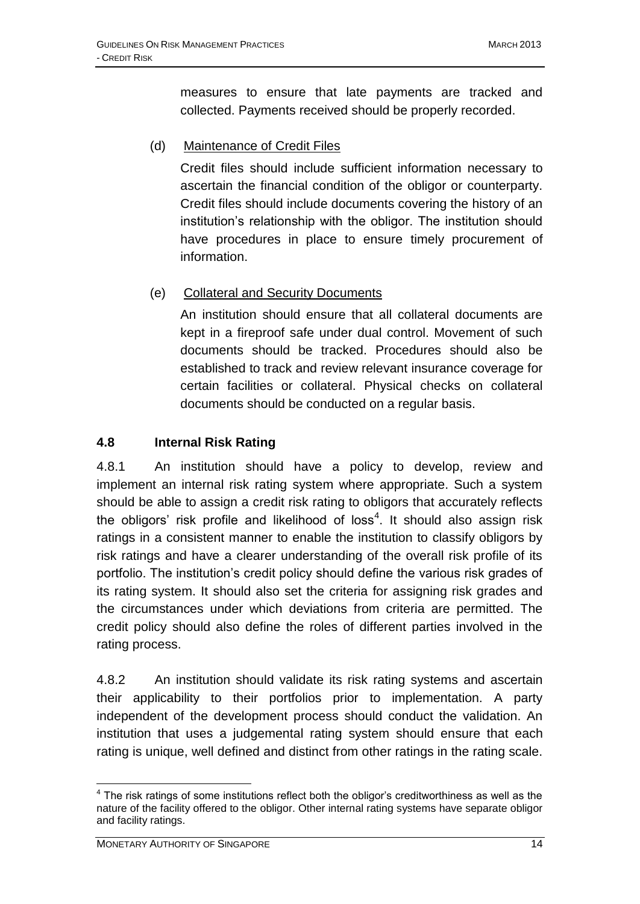measures to ensure that late payments are tracked and collected. Payments received should be properly recorded.

(d) Maintenance of Credit Files

Credit files should include sufficient information necessary to ascertain the financial condition of the obligor or counterparty. Credit files should include documents covering the history of an institution's relationship with the obligor. The institution should have procedures in place to ensure timely procurement of information.

(e) Collateral and Security Documents

An institution should ensure that all collateral documents are kept in a fireproof safe under dual control. Movement of such documents should be tracked. Procedures should also be established to track and review relevant insurance coverage for certain facilities or collateral. Physical checks on collateral documents should be conducted on a regular basis.

### 4.8 Internal Risk Rating

4.8.1 An institution should have a policy to develop, review and implement an internal risk rating system where appropriate. Such a system should be able to assign a credit risk rating to obligors that accurately reflects the obligors' risk profile and likelihood of loss[4]. It should also assign risk ratings in a consistent manner to enable the institution to classify obligors by risk ratings and have a clearer understanding of the overall risk profile of its portfolio. The institution's credit policy should define the various risk grades of its rating system. It should also set the criteria for assigning risk grades and the circumstances under which deviations from criteria are permitted. The credit policy should also define the roles of different parties involved in the rating process.

4.8.2 An institution should validate its risk rating systems and ascertain their applicability to their portfolios prior to implementation. A party independent of the development process should conduct the validation. An institution that uses a judgemental rating system should ensure that each rating is unique, well defined and distinct from other ratings in the rating scale.

[4] The risk ratings of some institutions reflect both the obligor's creditworthiness as well as the nature of the facility offered to the obligor. Other internal rating systems have separate obligor and facility ratings.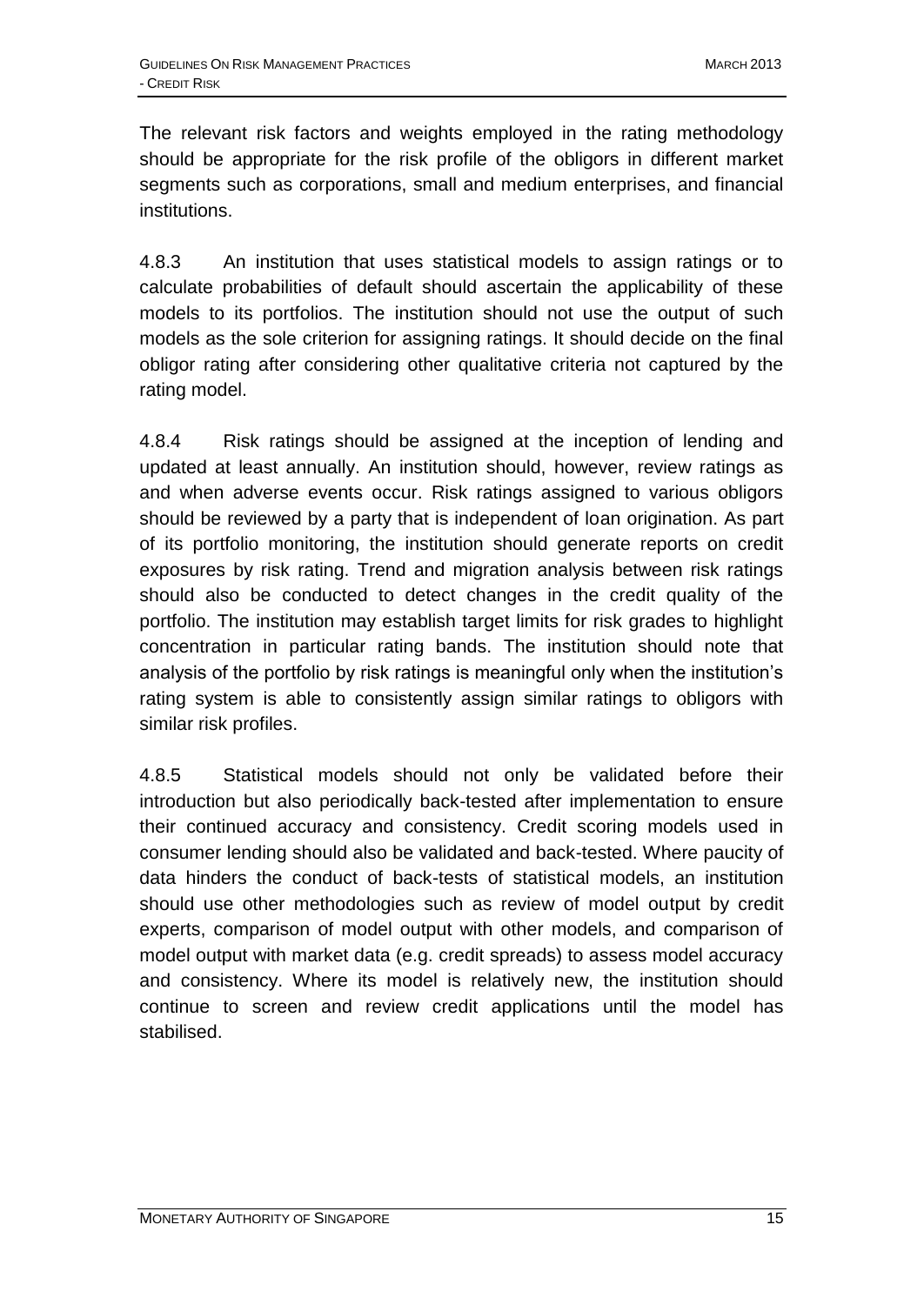The relevant risk factors and weights employed in the rating methodology should be appropriate for the risk profile of the obligors in different market segments such as corporations, small and medium enterprises, and financial institutions.

4.8.3 An institution that uses statistical models to assign ratings or to calculate probabilities of default should ascertain the applicability of these models to its portfolios. The institution should not use the output of such models as the sole criterion for assigning ratings. It should decide on the final obligor rating after considering other qualitative criteria not captured by the rating model.

4.8.4 Risk ratings should be assigned at the inception of lending and updated at least annually. An institution should, however, review ratings as and when adverse events occur. Risk ratings assigned to various obligors should be reviewed by a party that is independent of loan origination. As part of its portfolio monitoring, the institution should generate reports on credit exposures by risk rating. Trend and migration analysis between risk ratings should also be conducted to detect changes in the credit quality of the portfolio. The institution may establish target limits for risk grades to highlight concentration in particular rating bands. The institution should note that analysis of the portfolio by risk ratings is meaningful only when the institution's rating system is able to consistently assign similar ratings to obligors with similar risk profiles.

4.8.5 Statistical models should not only be validated before their introduction but also periodically back-tested after implementation to ensure their continued accuracy and consistency. Credit scoring models used in consumer lending should also be validated and back-tested. Where paucity of data hinders the conduct of back-tests of statistical models, an institution should use other methodologies such as review of model output by credit experts, comparison of model output with other models, and comparison of model output with market data (e.g. credit spreads) to assess model accuracy and consistency. Where its model is relatively new, the institution should continue to screen and review credit applications until the model has stabilised.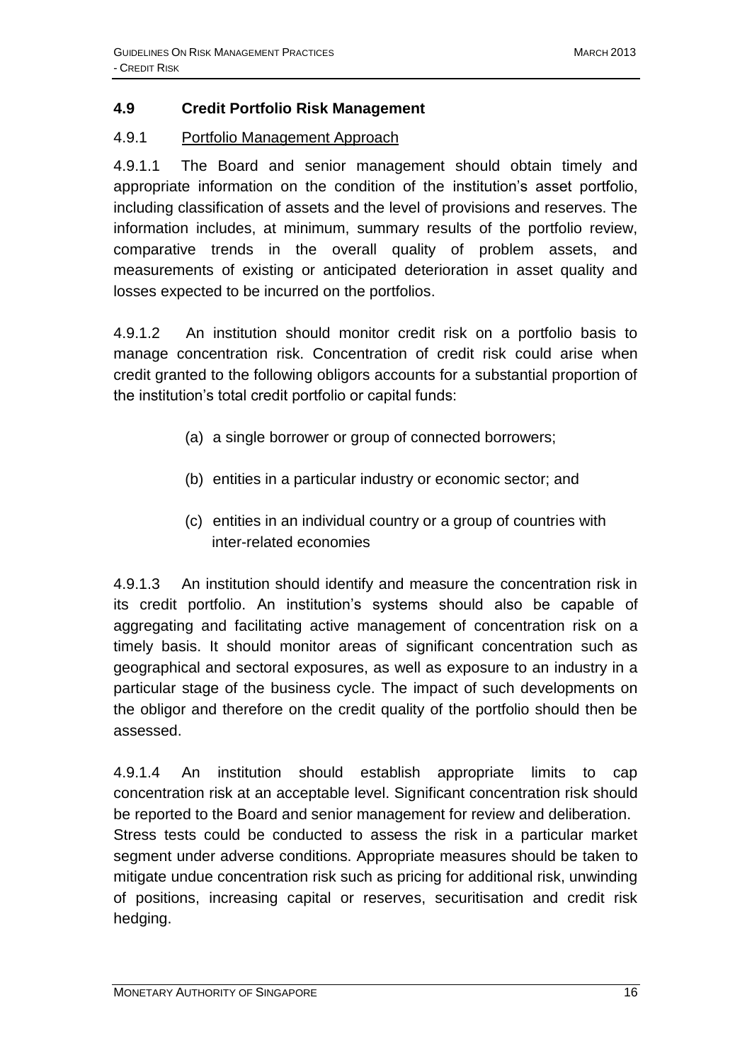## 4.9 Credit Portfolio Risk Management

### 4.9.1 Portfolio Management Approach

4.9.1.1 The Board and senior management should obtain timely and appropriate information on the condition of the institution's asset portfolio, including classification of assets and the level of provisions and reserves. The information includes, at minimum, summary results of the portfolio review, comparative trends in the overall quality of problem assets, and measurements of existing or anticipated deterioration in asset quality and losses expected to be incurred on the portfolios.

4.9.1.2 An institution should monitor credit risk on a portfolio basis to manage concentration risk. Concentration of credit risk could arise when credit granted to the following obligors accounts for a substantial proportion of the institution's total credit portfolio or capital funds:

(a) a single borrower or group of connected borrowers;

(b) entities in a particular industry or economic sector; and

(c) entities in an individual country or a group of countries with inter-related economies

4.9.1.3 An institution should identify and measure the concentration risk in its credit portfolio. An institution's systems should also be capable of aggregating and facilitating active management of concentration risk on a timely basis. It should monitor areas of significant concentration such as geographical and sectoral exposures, as well as exposure to an industry in a particular stage of the business cycle. The impact of such developments on the obligor and therefore on the credit quality of the portfolio should then be assessed.

4.9.1.4 An institution should establish appropriate limits to cap concentration risk at an acceptable level. Significant concentration risk should be reported to the Board and senior management for review and deliberation. Stress tests could be conducted to assess the risk in a particular market segment under adverse conditions. Appropriate measures should be taken to mitigate undue concentration risk such as pricing for additional risk, unwinding of positions, increasing capital or reserves, securitisation and credit risk hedging.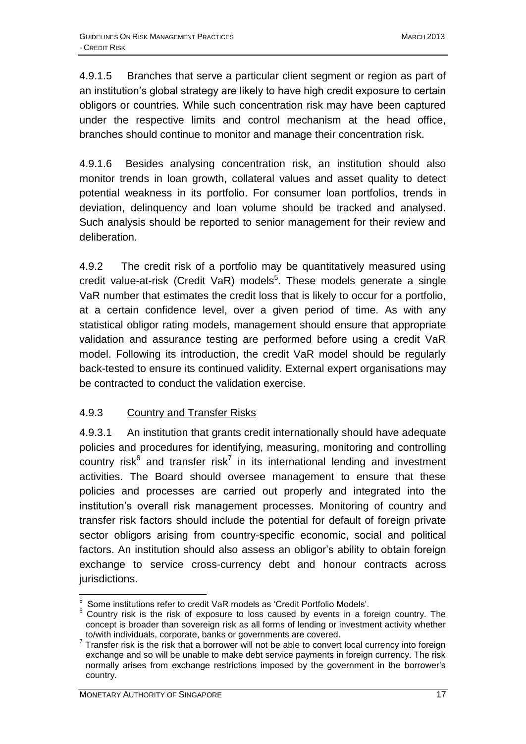4.9.1.5 Branches that serve a particular client segment or region as part of an institution's global strategy are likely to have high credit exposure to certain obligors or countries. While such concentration risk may have been captured under the respective limits and control mechanism at the head office, branches should continue to monitor and manage their concentration risk.

4.9.1.6 Besides analysing concentration risk, an institution should also monitor trends in loan growth, collateral values and asset quality to detect potential weakness in its portfolio. For consumer loan portfolios, trends in deviation, delinquency and loan volume should be tracked and analysed. Such analysis should be reported to senior management for their review and deliberation.

4.9.2 The credit risk of a portfolio may be quantitatively measured using credit value-at-risk (Credit VaR) models[5]. These models generate a single VaR number that estimates the credit loss that is likely to occur for a portfolio, at a certain confidence level, over a given period of time. As with any statistical obligor rating models, management should ensure that appropriate validation and assurance testing are performed before using a credit VaR model. Following its introduction, the credit VaR model should be regularly back-tested to ensure its continued validity. External expert organisations may be contracted to conduct the validation exercise.

### 4.9.3 Country and Transfer Risks

4.9.3.1 An institution that grants credit internationally should have adequate policies and procedures for identifying, measuring, monitoring and controlling country risk[6] and transfer risk[7] in its international lending and investment activities. The Board should oversee management to ensure that these policies and processes are carried out properly and integrated into the institution's overall risk management processes. Monitoring of country and transfer risk factors should include the potential for default of foreign private sector obligors arising from country-specific economic, social and political factors. An institution should also assess an obligor's ability to obtain foreign exchange to service cross-currency debt and honour contracts across jurisdictions.

---

[5] Some institutions refer to credit VaR models as 'Credit Portfolio Models'.

[6] Country risk is the risk of exposure to loss caused by events in a foreign country. The concept is broader than sovereign risk as all forms of lending or investment activity whether to/with individuals, corporate, banks or governments are covered.

[7] Transfer risk is the risk that a borrower will not be able to convert local currency into foreign exchange and so will be unable to make debt service payments in foreign currency. The risk normally arises from exchange restrictions imposed by the government in the borrower's country.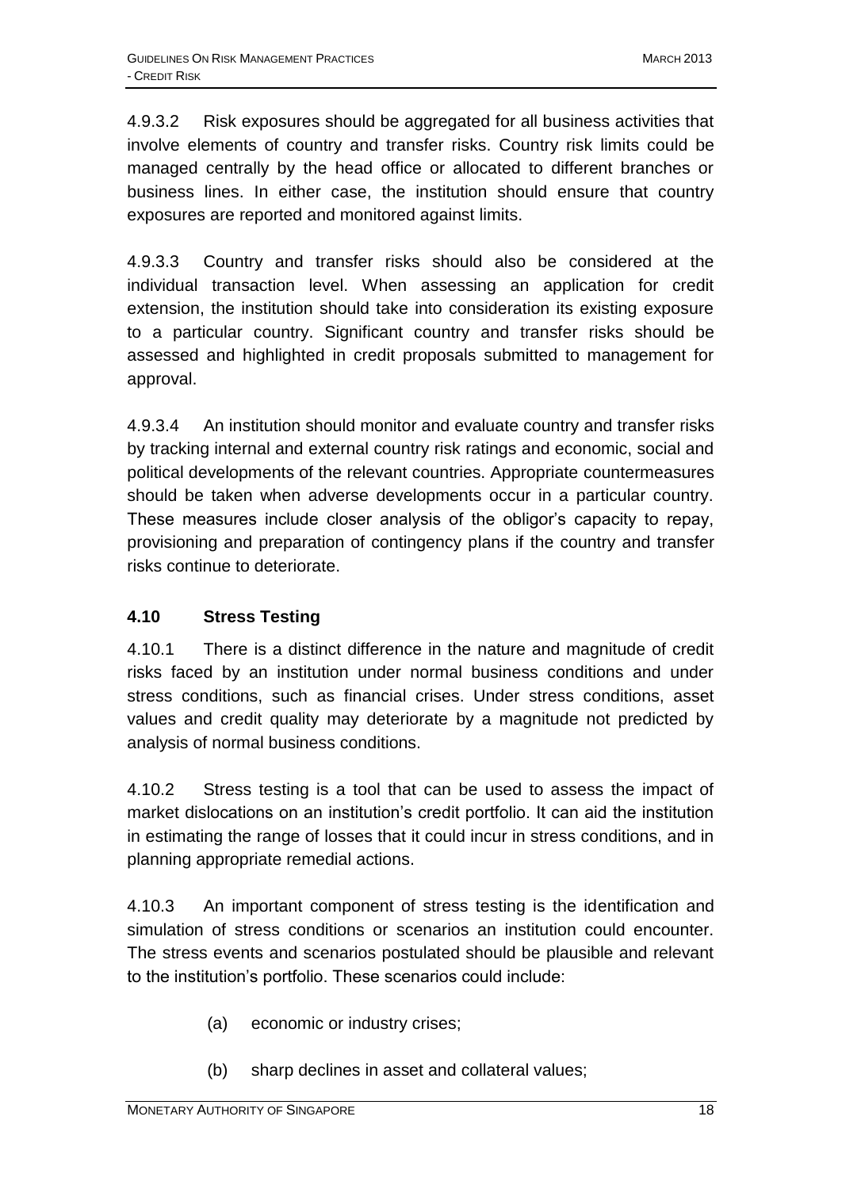4.9.3.2 Risk exposures should be aggregated for all business activities that involve elements of country and transfer risks. Country risk limits could be managed centrally by the head office or allocated to different branches or business lines. In either case, the institution should ensure that country exposures are reported and monitored against limits.

4.9.3.3 Country and transfer risks should also be considered at the individual transaction level. When assessing an application for credit extension, the institution should take into consideration its existing exposure to a particular country. Significant country and transfer risks should be assessed and highlighted in credit proposals submitted to management for approval.

4.9.3.4 An institution should monitor and evaluate country and transfer risks by tracking internal and external country risk ratings and economic, social and political developments of the relevant countries. Appropriate countermeasures should be taken when adverse developments occur in a particular country. These measures include closer analysis of the obligor's capacity to repay, provisioning and preparation of contingency plans if the country and transfer risks continue to deteriorate.

### 4.10 Stress Testing

4.10.1 There is a distinct difference in the nature and magnitude of credit risks faced by an institution under normal business conditions and under stress conditions, such as financial crises. Under stress conditions, asset values and credit quality may deteriorate by a magnitude not predicted by analysis of normal business conditions.

4.10.2 Stress testing is a tool that can be used to assess the impact of market dislocations on an institution's credit portfolio. It can aid the institution in estimating the range of losses that it could incur in stress conditions, and in planning appropriate remedial actions.

4.10.3 An important component of stress testing is the identification and simulation of stress conditions or scenarios an institution could encounter. The stress events and scenarios postulated should be plausible and relevant to the institution's portfolio. These scenarios could include:

(a) economic or industry crises;

(b) sharp declines in asset and collateral values;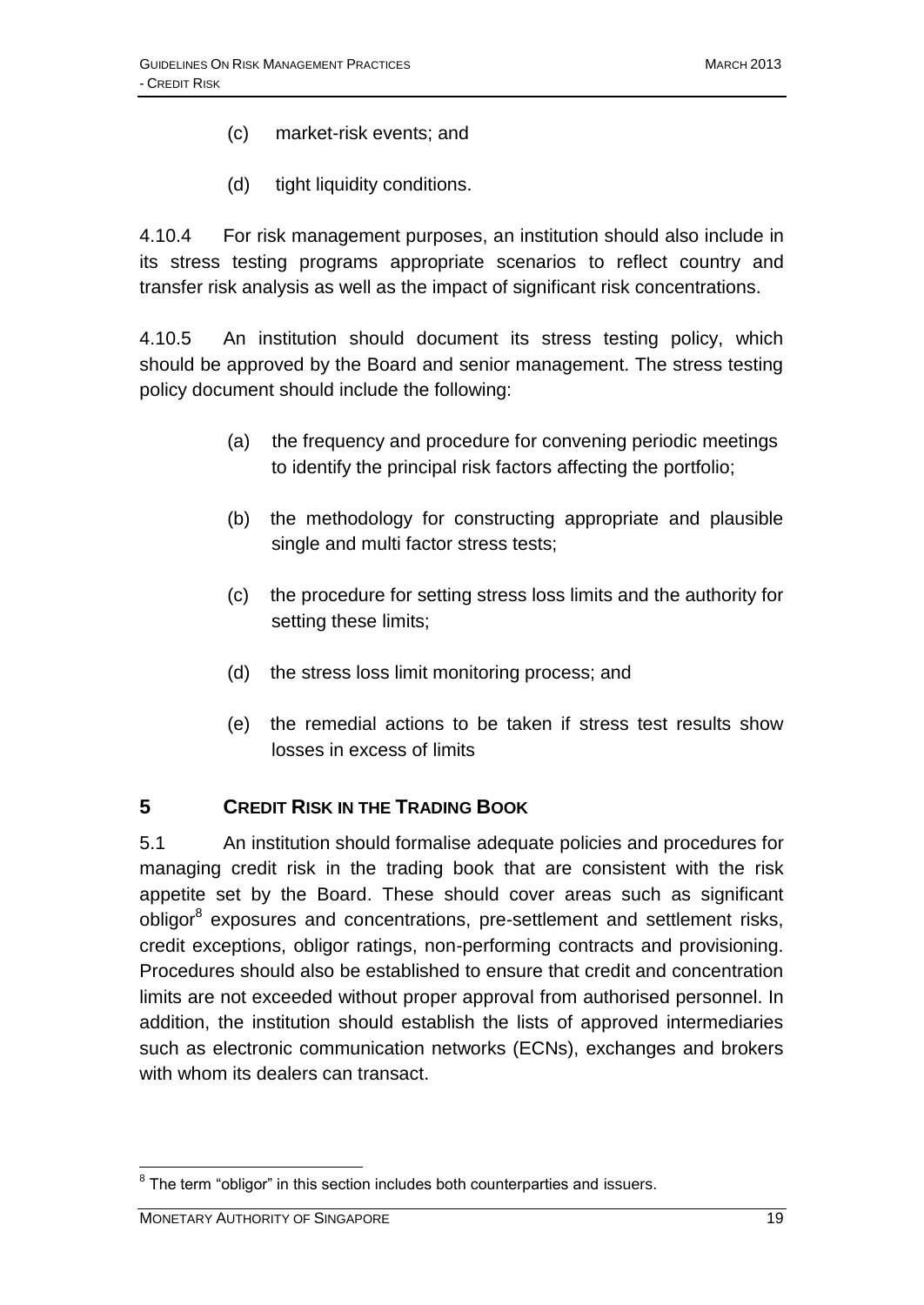(c) market-risk events; and

(d) tight liquidity conditions.

4.10.4 For risk management purposes, an institution should also include in its stress testing programs appropriate scenarios to reflect country and transfer risk analysis as well as the impact of significant risk concentrations.

4.10.5 An institution should document its stress testing policy, which should be approved by the Board and senior management. The stress testing policy document should include the following:

(a) the frequency and procedure for convening periodic meetings to identify the principal risk factors affecting the portfolio;

(b) the methodology for constructing appropriate and plausible single and multi factor stress tests;

(c) the procedure for setting stress loss limits and the authority for setting these limits;

(d) the stress loss limit monitoring process; and

(e) the remedial actions to be taken if stress test results show losses in excess of limits

## 5 CREDIT RISK IN THE TRADING BOOK

5.1 An institution should formalise adequate policies and procedures for managing credit risk in the trading book that are consistent with the risk appetite set by the Board. These should cover areas such as significant obligor[8] exposures and concentrations, pre-settlement and settlement risks, credit exceptions, obligor ratings, non-performing contracts and provisioning. Procedures should also be established to ensure that credit and concentration limits are not exceeded without proper approval from authorised personnel. In addition, the institution should establish the lists of approved intermediaries such as electronic communication networks (ECNs), exchanges and brokers with whom its dealers can transact.

---

[8] The term "obligor" in this section includes both counterparties and issuers.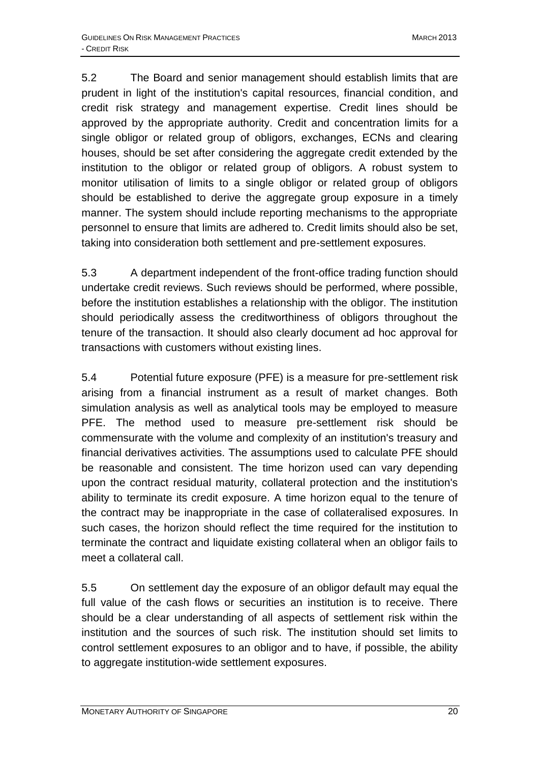5.2 The Board and senior management should establish limits that are prudent in light of the institution's capital resources, financial condition, and credit risk strategy and management expertise. Credit lines should be approved by the appropriate authority. Credit and concentration limits for a single obligor or related group of obligors, exchanges, ECNs and clearing houses, should be set after considering the aggregate credit extended by the institution to the obligor or related group of obligors. A robust system to monitor utilisation of limits to a single obligor or related group of obligors should be established to derive the aggregate group exposure in a timely manner. The system should include reporting mechanisms to the appropriate personnel to ensure that limits are adhered to. Credit limits should also be set, taking into consideration both settlement and pre-settlement exposures.

5.3 A department independent of the front-office trading function should undertake credit reviews. Such reviews should be performed, where possible, before the institution establishes a relationship with the obligor. The institution should periodically assess the creditworthiness of obligors throughout the tenure of the transaction. It should also clearly document ad hoc approval for transactions with customers without existing lines.

5.4 Potential future exposure (PFE) is a measure for pre-settlement risk arising from a financial instrument as a result of market changes. Both simulation analysis as well as analytical tools may be employed to measure PFE. The method used to measure pre-settlement risk should be commensurate with the volume and complexity of an institution's treasury and financial derivatives activities. The assumptions used to calculate PFE should be reasonable and consistent. The time horizon used can vary depending upon the contract residual maturity, collateral protection and the institution's ability to terminate its credit exposure. A time horizon equal to the tenure of the contract may be inappropriate in the case of collateralised exposures. In such cases, the horizon should reflect the time required for the institution to terminate the contract and liquidate existing collateral when an obligor fails to meet a collateral call.

5.5 On settlement day the exposure of an obligor default may equal the full value of the cash flows or securities an institution is to receive. There should be a clear understanding of all aspects of settlement risk within the institution and the sources of such risk. The institution should set limits to control settlement exposures to an obligor and to have, if possible, the ability to aggregate institution-wide settlement exposures.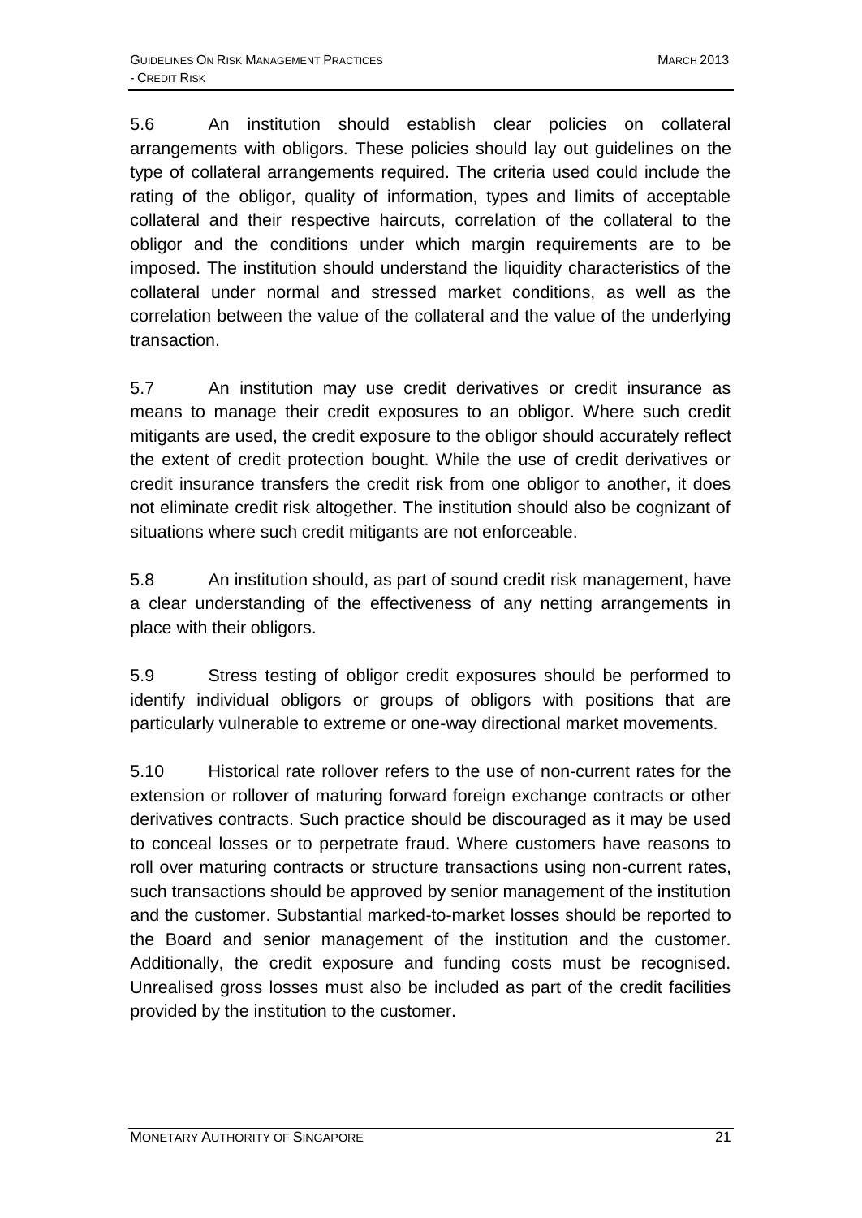5.6 An institution should establish clear policies on collateral arrangements with obligors. These policies should lay out guidelines on the type of collateral arrangements required. The criteria used could include the rating of the obligor, quality of information, types and limits of acceptable collateral and their respective haircuts, correlation of the collateral to the obligor and the conditions under which margin requirements are to be imposed. The institution should understand the liquidity characteristics of the collateral under normal and stressed market conditions, as well as the correlation between the value of the collateral and the value of the underlying transaction.

5.7 An institution may use credit derivatives or credit insurance as means to manage their credit exposures to an obligor. Where such credit mitigants are used, the credit exposure to the obligor should accurately reflect the extent of credit protection bought. While the use of credit derivatives or credit insurance transfers the credit risk from one obligor to another, it does not eliminate credit risk altogether. The institution should also be cognizant of situations where such credit mitigants are not enforceable.

5.8 An institution should, as part of sound credit risk management, have a clear understanding of the effectiveness of any netting arrangements in place with their obligors.

5.9 Stress testing of obligor credit exposures should be performed to identify individual obligors or groups of obligors with positions that are particularly vulnerable to extreme or one-way directional market movements.

5.10 Historical rate rollover refers to the use of non-current rates for the extension or rollover of maturing forward foreign exchange contracts or other derivatives contracts. Such practice should be discouraged as it may be used to conceal losses or to perpetrate fraud. Where customers have reasons to roll over maturing contracts or structure transactions using non-current rates, such transactions should be approved by senior management of the institution and the customer. Substantial marked-to-market losses should be reported to the Board and senior management of the institution and the customer. Additionally, the credit exposure and funding costs must be recognised. Unrealised gross losses must also be included as part of the credit facilities provided by the institution to the customer.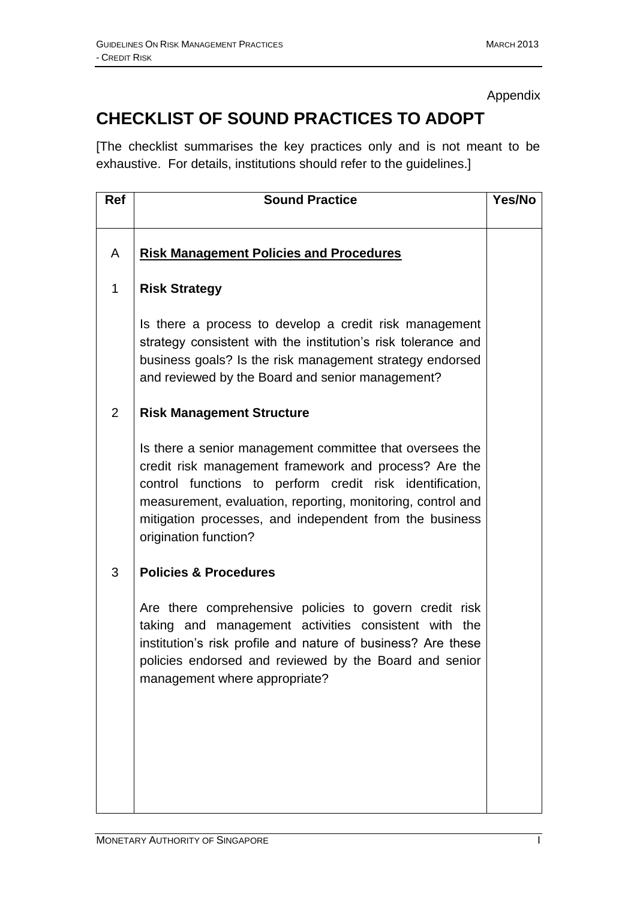Appendix

# CHECKLIST OF SOUND PRACTICES TO ADOPT

[The checklist summarises the key practices only and is not meant to be exhaustive. For details, institutions should refer to the guidelines.]

| Ref | Sound Practice | Yes/No |
|---|---|---|
| A | **<u>Risk Management Policies and Procedures</u>** | |
| 1 | **Risk Strategy** | |
| | Is there a process to develop a credit risk management strategy consistent with the institution's risk tolerance and business goals? Is the risk management strategy endorsed and reviewed by the Board and senior management? | |
| 2 | **Risk Management Structure** | |
| | Is there a senior management committee that oversees the credit risk management framework and process? Are the control functions to perform credit risk identification, measurement, evaluation, reporting, monitoring, control and mitigation processes, and independent from the business origination function? | |
| 3 | **Policies & Procedures** | |
| | Are there comprehensive policies to govern credit risk taking and management activities consistent with the institution's risk profile and nature of business? Are these policies endorsed and reviewed by the Board and senior management where appropriate? | |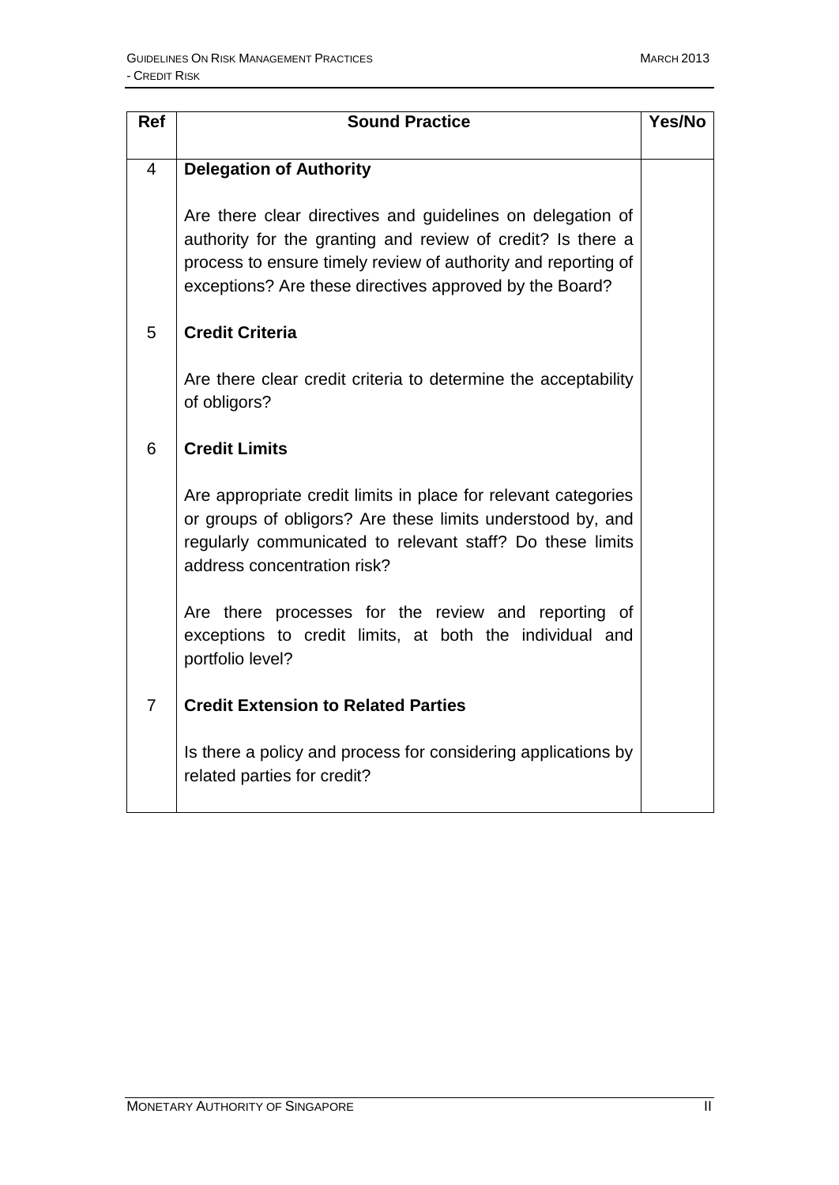| Ref | Sound Practice | Yes/No |
|---|---|---|
| 4 | **Delegation of Authority**<br><br>Are there clear directives and guidelines on delegation of authority for the granting and review of credit? Is there a process to ensure timely review of authority and reporting of exceptions? Are these directives approved by the Board? | |
| 5 | **Credit Criteria**<br><br>Are there clear credit criteria to determine the acceptability of obligors? | |
| 6 | **Credit Limits**<br><br>Are appropriate credit limits in place for relevant categories or groups of obligors? Are these limits understood by, and regularly communicated to relevant staff? Do these limits address concentration risk?<br><br>Are there processes for the review and reporting of exceptions to credit limits, at both the individual and portfolio level? | |
| 7 | **Credit Extension to Related Parties**<br><br>Is there a policy and process for considering applications by related parties for credit? | |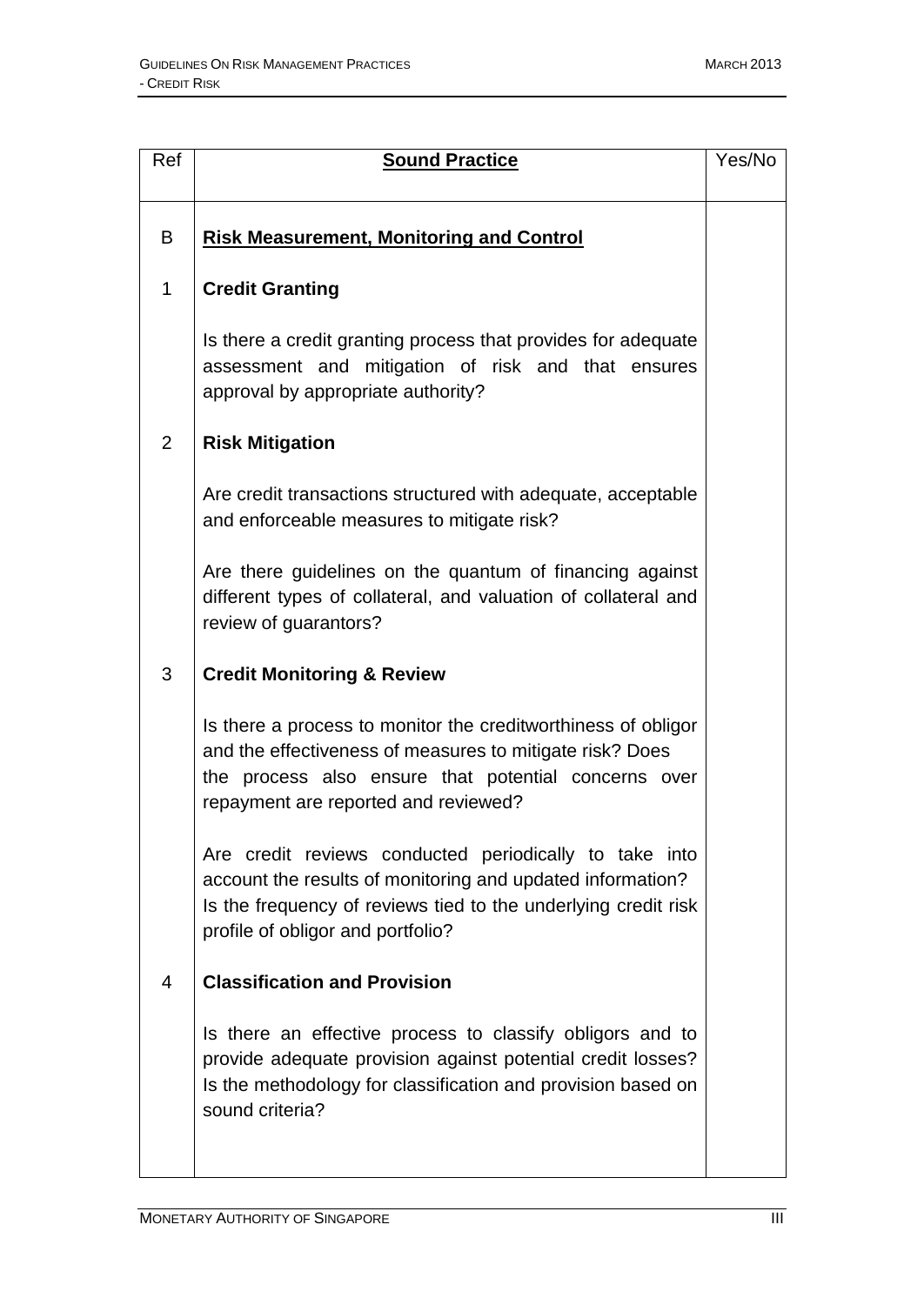| Ref | **Sound Practice** | Yes/No |
|---|---|---|
| B | **Risk Measurement, Monitoring and Control** | |
| 1 | **Credit Granting**<br><br>Is there a credit granting process that provides for adequate assessment and mitigation of risk and that ensures approval by appropriate authority? | |
| 2 | **Risk Mitigation**<br><br>Are credit transactions structured with adequate, acceptable and enforceable measures to mitigate risk?<br><br>Are there guidelines on the quantum of financing against different types of collateral, and valuation of collateral and review of guarantors? | |
| 3 | **Credit Monitoring & Review**<br><br>Is there a process to monitor the creditworthiness of obligor and the effectiveness of measures to mitigate risk? Does the process also ensure that potential concerns over repayment are reported and reviewed?<br><br>Are credit reviews conducted periodically to take into account the results of monitoring and updated information? Is the frequency of reviews tied to the underlying credit risk profile of obligor and portfolio? | |
| 4 | **Classification and Provision**<br><br>Is there an effective process to classify obligors and to provide adequate provision against potential credit losses? Is the methodology for classification and provision based on sound criteria? | |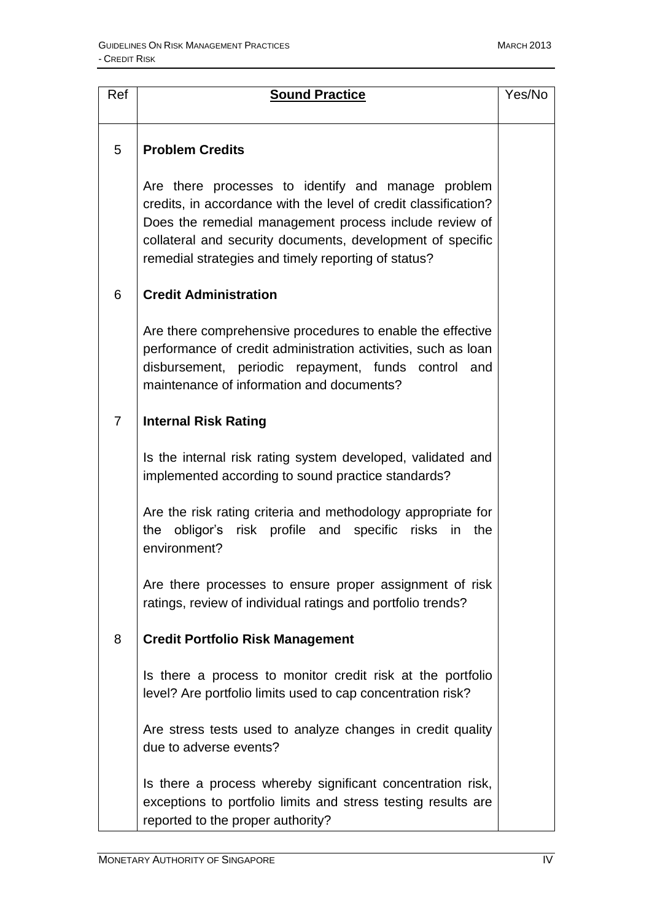| Ref | **Sound Practice** | Yes/No |
|---|---|---|
| 5 | **Problem Credits**<br><br>Are there processes to identify and manage problem credits, in accordance with the level of credit classification? Does the remedial management process include review of collateral and security documents, development of specific remedial strategies and timely reporting of status? | |
| 6 | **Credit Administration**<br><br>Are there comprehensive procedures to enable the effective performance of credit administration activities, such as loan disbursement, periodic repayment, funds control and maintenance of information and documents? | |
| 7 | **Internal Risk Rating**<br><br>Is the internal risk rating system developed, validated and implemented according to sound practice standards?<br><br>Are the risk rating criteria and methodology appropriate for the obligor's risk profile and specific risks in the environment?<br><br>Are there processes to ensure proper assignment of risk ratings, review of individual ratings and portfolio trends? | |
| 8 | **Credit Portfolio Risk Management**<br><br>Is there a process to monitor credit risk at the portfolio level? Are portfolio limits used to cap concentration risk?<br><br>Are stress tests used to analyze changes in credit quality due to adverse events?<br><br>Is there a process whereby significant concentration risk, exceptions to portfolio limits and stress testing results are reported to the proper authority? | |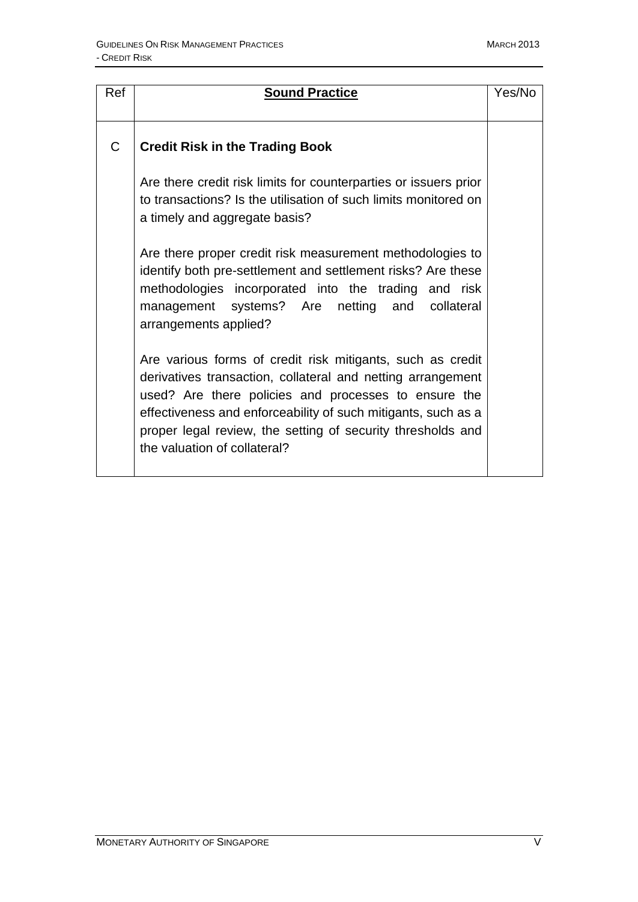| Ref | **Sound Practice** | Yes/No |
|---|---|---|
| C | **Credit Risk in the Trading Book**<br><br>Are there credit risk limits for counterparties or issuers prior to transactions? Is the utilisation of such limits monitored on a timely and aggregate basis?<br><br>Are there proper credit risk measurement methodologies to identify both pre-settlement and settlement risks? Are these methodologies incorporated into the trading and risk management systems? Are netting and collateral arrangements applied?<br><br>Are various forms of credit risk mitigants, such as credit derivatives transaction, collateral and netting arrangement used? Are there policies and processes to ensure the effectiveness and enforceability of such mitigants, such as a proper legal review, the setting of security thresholds and the valuation of collateral? | |